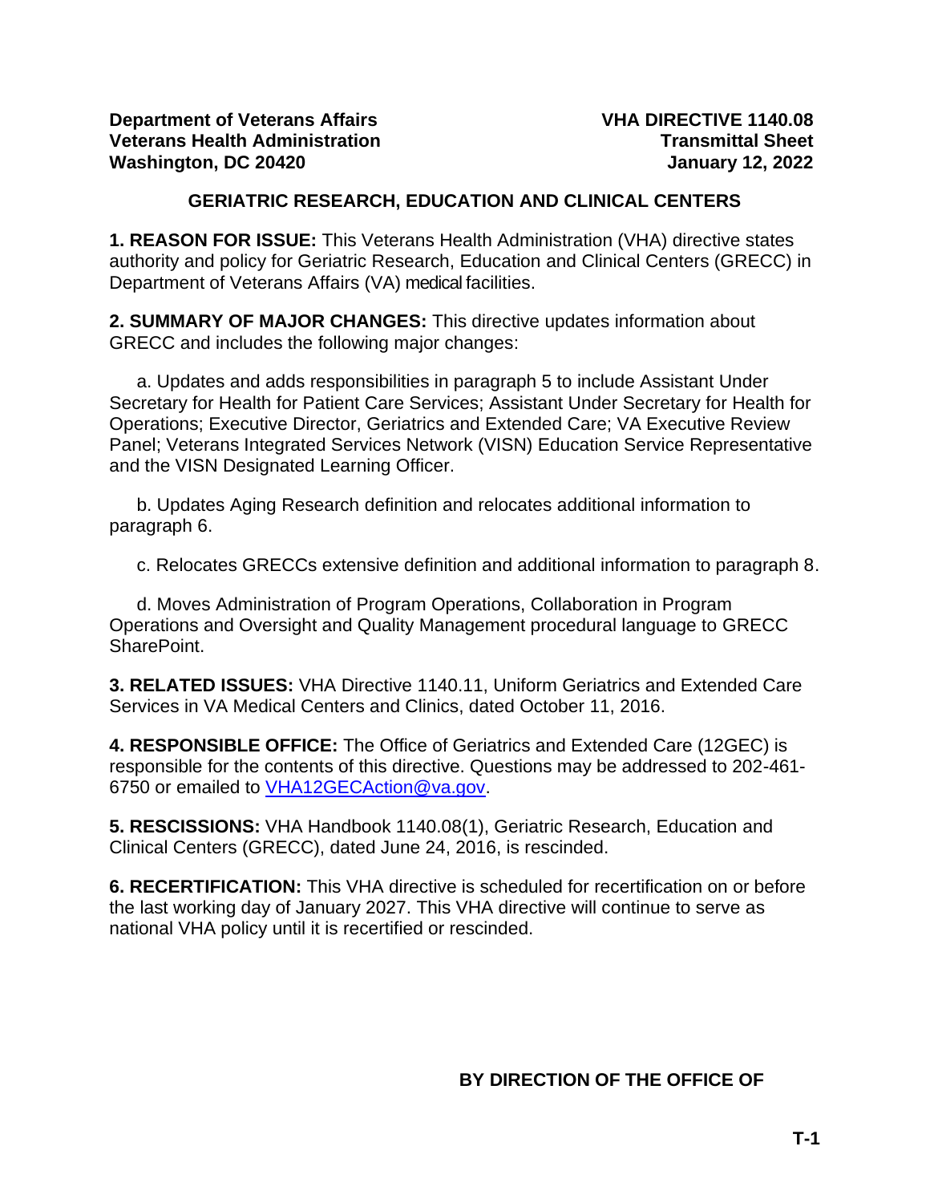**Department of Veterans Affairs**
**Veterans Health Administration**
**Washington, DC 20420**

**VHA DIRECTIVE 1140.08**
**Transmittal Sheet**
**January 12, 2022**

# GERIATRIC RESEARCH, EDUCATION AND CLINICAL CENTERS

**1. REASON FOR ISSUE:** This Veterans Health Administration (VHA) directive states authority and policy for Geriatric Research, Education and Clinical Centers (GRECC) in Department of Veterans Affairs (VA) medical facilities.

**2. SUMMARY OF MAJOR CHANGES:** This directive updates information about GRECC and includes the following major changes:

a. Updates and adds responsibilities in paragraph 5 to include Assistant Under Secretary for Health for Patient Care Services; Assistant Under Secretary for Health for Operations; Executive Director, Geriatrics and Extended Care; VA Executive Review Panel; Veterans Integrated Services Network (VISN) Education Service Representative and the VISN Designated Learning Officer.

b. Updates Aging Research definition and relocates additional information to paragraph 6.

c. Relocates GRECCs extensive definition and additional information to paragraph 8.

d. Moves Administration of Program Operations, Collaboration in Program Operations and Oversight and Quality Management procedural language to GRECC SharePoint.

**3. RELATED ISSUES:** VHA Directive 1140.11, Uniform Geriatrics and Extended Care Services in VA Medical Centers and Clinics, dated October 11, 2016.

**4. RESPONSIBLE OFFICE:** The Office of Geriatrics and Extended Care (12GEC) is responsible for the contents of this directive. Questions may be addressed to 202-461-6750 or emailed to VHA12GECAction@va.gov.

**5. RESCISSIONS:** VHA Handbook 1140.08(1), Geriatric Research, Education and Clinical Centers (GRECC), dated June 24, 2016, is rescinded.

**6. RECERTIFICATION:** This VHA directive is scheduled for recertification on or before the last working day of January 2027. This VHA directive will continue to serve as national VHA policy until it is recertified or rescinded.

**BY DIRECTION OF THE OFFICE OF**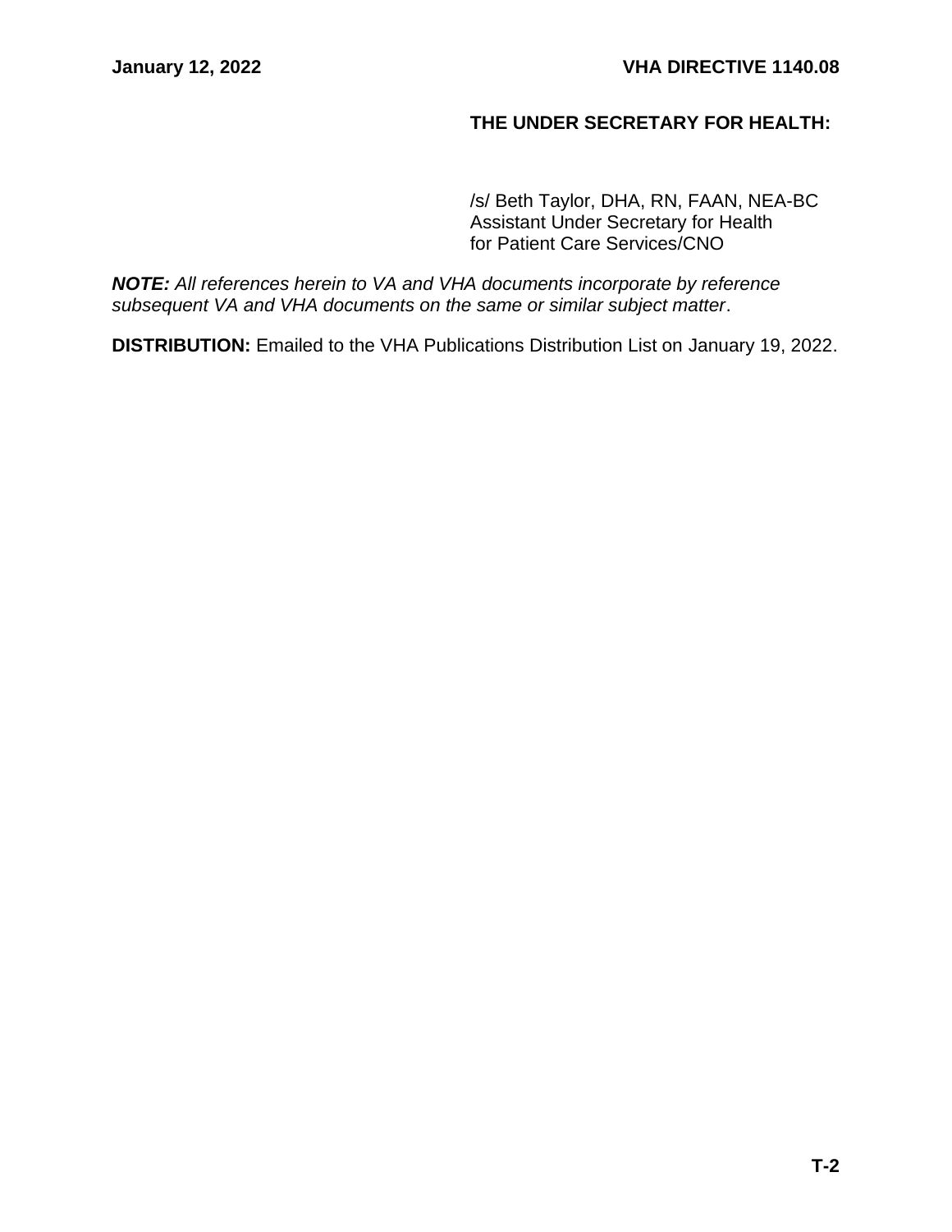**THE UNDER SECRETARY FOR HEALTH:**

/s/ Beth Taylor, DHA, RN, FAAN, NEA-BC
Assistant Under Secretary for Health
for Patient Care Services/CNO

***NOTE:*** *All references herein to VA and VHA documents incorporate by reference subsequent VA and VHA documents on the same or similar subject matter*.

**DISTRIBUTION:** Emailed to the VHA Publications Distribution List on January 19, 2022.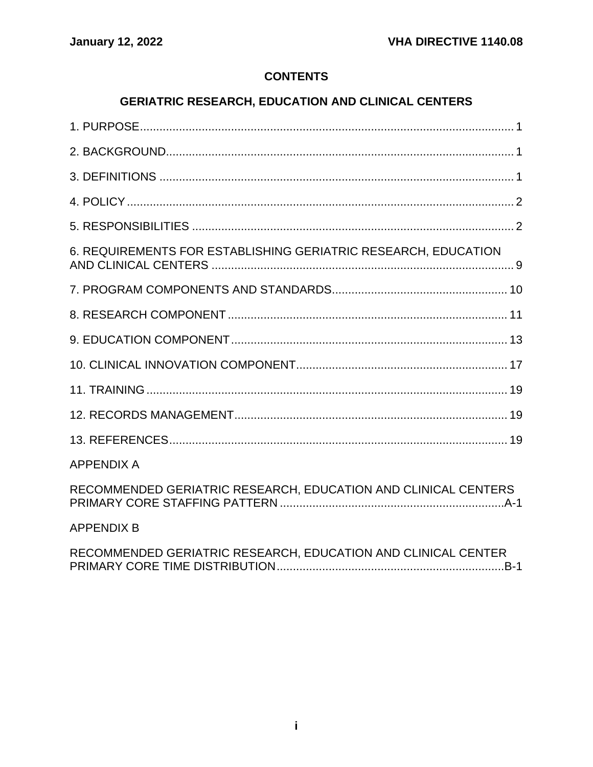## CONTENTS

## GERIATRIC RESEARCH, EDUCATION AND CLINICAL CENTERS

1. PURPOSE .......... 1

2. BACKGROUND .......... 1

3. DEFINITIONS .......... 1

4. POLICY .......... 2

5. RESPONSIBILITIES .......... 2

6. REQUIREMENTS FOR ESTABLISHING GERIATRIC RESEARCH, EDUCATION AND CLINICAL CENTERS .......... 9

7. PROGRAM COMPONENTS AND STANDARDS .......... 10

8. RESEARCH COMPONENT .......... 11

9. EDUCATION COMPONENT .......... 13

10. CLINICAL INNOVATION COMPONENT .......... 17

11. TRAINING .......... 19

12. RECORDS MANAGEMENT .......... 19

13. REFERENCES .......... 19

APPENDIX A

RECOMMENDED GERIATRIC RESEARCH, EDUCATION AND CLINICAL CENTERS PRIMARY CORE STAFFING PATTERN .......... A-1

APPENDIX B

RECOMMENDED GERIATRIC RESEARCH, EDUCATION AND CLINICAL CENTER PRIMARY CORE TIME DISTRIBUTION .......... B-1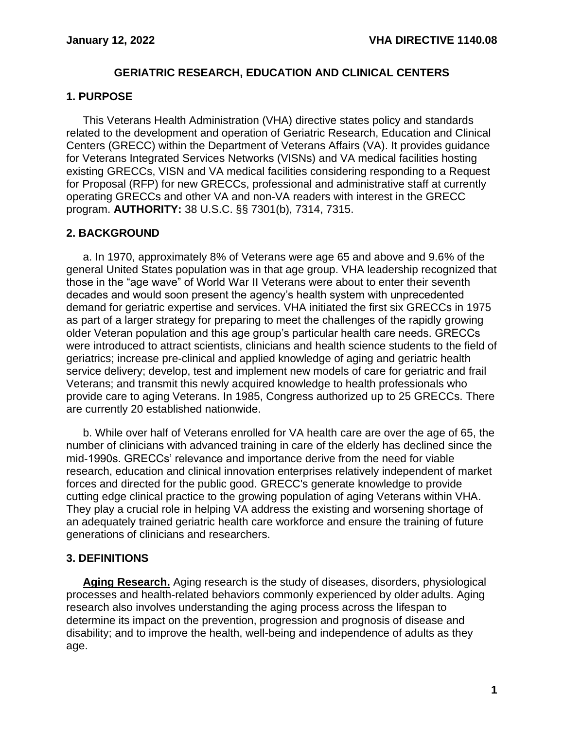# GERIATRIC RESEARCH, EDUCATION AND CLINICAL CENTERS

## 1. PURPOSE

This Veterans Health Administration (VHA) directive states policy and standards related to the development and operation of Geriatric Research, Education and Clinical Centers (GRECC) within the Department of Veterans Affairs (VA). It provides guidance for Veterans Integrated Services Networks (VISNs) and VA medical facilities hosting existing GRECCs, VISN and VA medical facilities considering responding to a Request for Proposal (RFP) for new GRECCs, professional and administrative staff at currently operating GRECCs and other VA and non-VA readers with interest in the GRECC program. **AUTHORITY:** 38 U.S.C. §§ 7301(b), 7314, 7315.

## 2. BACKGROUND

a. In 1970, approximately 8% of Veterans were age 65 and above and 9.6% of the general United States population was in that age group. VHA leadership recognized that those in the "age wave" of World War II Veterans were about to enter their seventh decades and would soon present the agency's health system with unprecedented demand for geriatric expertise and services. VHA initiated the first six GRECCs in 1975 as part of a larger strategy for preparing to meet the challenges of the rapidly growing older Veteran population and this age group's particular health care needs. GRECCs were introduced to attract scientists, clinicians and health science students to the field of geriatrics; increase pre-clinical and applied knowledge of aging and geriatric health service delivery; develop, test and implement new models of care for geriatric and frail Veterans; and transmit this newly acquired knowledge to health professionals who provide care to aging Veterans. In 1985, Congress authorized up to 25 GRECCs. There are currently 20 established nationwide.

b. While over half of Veterans enrolled for VA health care are over the age of 65, the number of clinicians with advanced training in care of the elderly has declined since the mid-1990s. GRECCs' relevance and importance derive from the need for viable research, education and clinical innovation enterprises relatively independent of market forces and directed for the public good. GRECC's generate knowledge to provide cutting edge clinical practice to the growing population of aging Veterans within VHA. They play a crucial role in helping VA address the existing and worsening shortage of an adequately trained geriatric health care workforce and ensure the training of future generations of clinicians and researchers.

## 3. DEFINITIONS

**Aging Research.** Aging research is the study of diseases, disorders, physiological processes and health-related behaviors commonly experienced by older adults. Aging research also involves understanding the aging process across the lifespan to determine its impact on the prevention, progression and prognosis of disease and disability; and to improve the health, well-being and independence of adults as they age.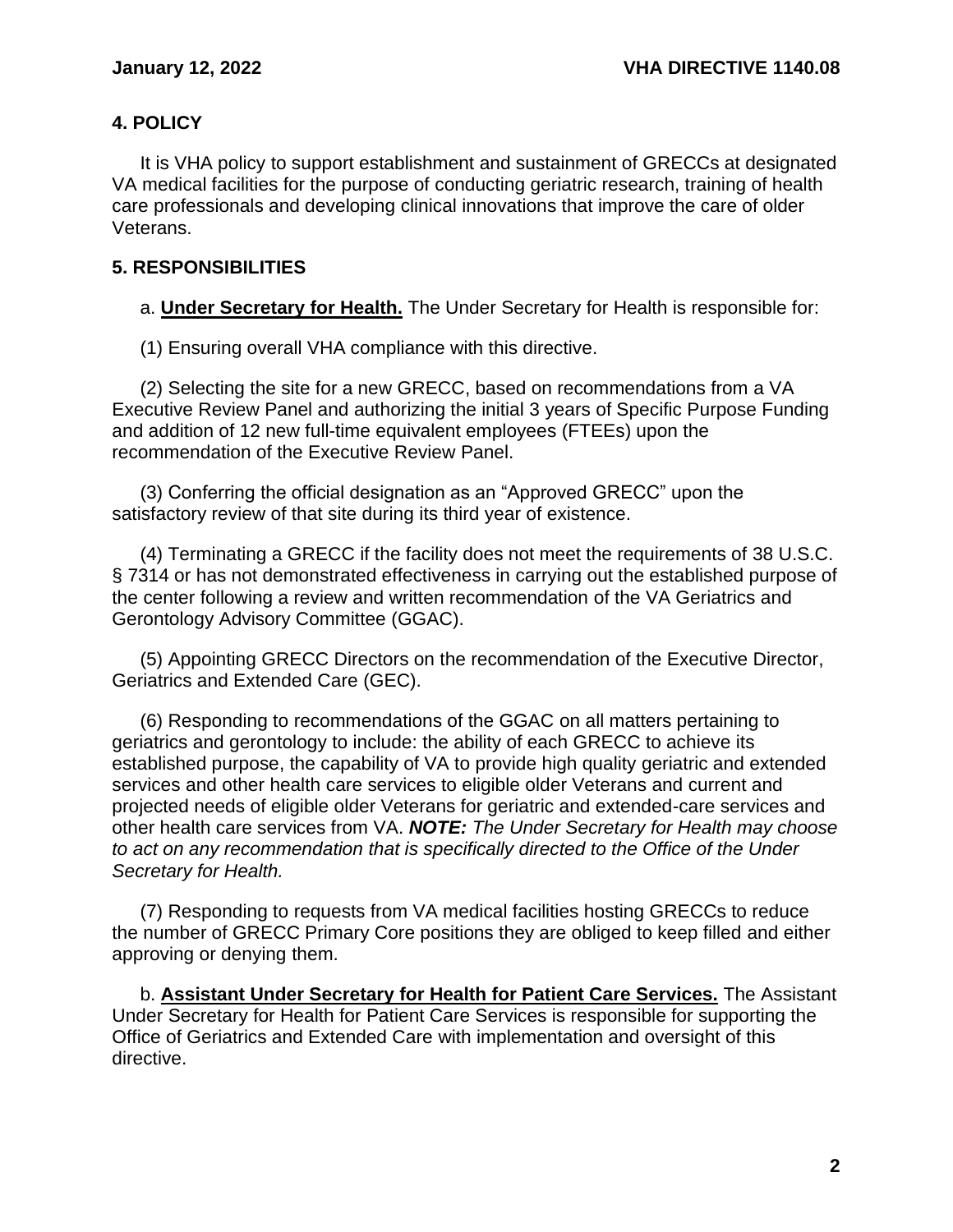## 4. POLICY

It is VHA policy to support establishment and sustainment of GRECCs at designated VA medical facilities for the purpose of conducting geriatric research, training of health care professionals and developing clinical innovations that improve the care of older Veterans.

## 5. RESPONSIBILITIES

a. **Under Secretary for Health.** The Under Secretary for Health is responsible for:

(1) Ensuring overall VHA compliance with this directive.

(2) Selecting the site for a new GRECC, based on recommendations from a VA Executive Review Panel and authorizing the initial 3 years of Specific Purpose Funding and addition of 12 new full-time equivalent employees (FTEEs) upon the recommendation of the Executive Review Panel.

(3) Conferring the official designation as an "Approved GRECC" upon the satisfactory review of that site during its third year of existence.

(4) Terminating a GRECC if the facility does not meet the requirements of 38 U.S.C. § 7314 or has not demonstrated effectiveness in carrying out the established purpose of the center following a review and written recommendation of the VA Geriatrics and Gerontology Advisory Committee (GGAC).

(5) Appointing GRECC Directors on the recommendation of the Executive Director, Geriatrics and Extended Care (GEC).

(6) Responding to recommendations of the GGAC on all matters pertaining to geriatrics and gerontology to include: the ability of each GRECC to achieve its established purpose, the capability of VA to provide high quality geriatric and extended services and other health care services to eligible older Veterans and current and projected needs of eligible older Veterans for geriatric and extended-care services and other health care services from VA. ***NOTE:*** *The Under Secretary for Health may choose to act on any recommendation that is specifically directed to the Office of the Under Secretary for Health.*

(7) Responding to requests from VA medical facilities hosting GRECCs to reduce the number of GRECC Primary Core positions they are obliged to keep filled and either approving or denying them.

b. **Assistant Under Secretary for Health for Patient Care Services.** The Assistant Under Secretary for Health for Patient Care Services is responsible for supporting the Office of Geriatrics and Extended Care with implementation and oversight of this directive.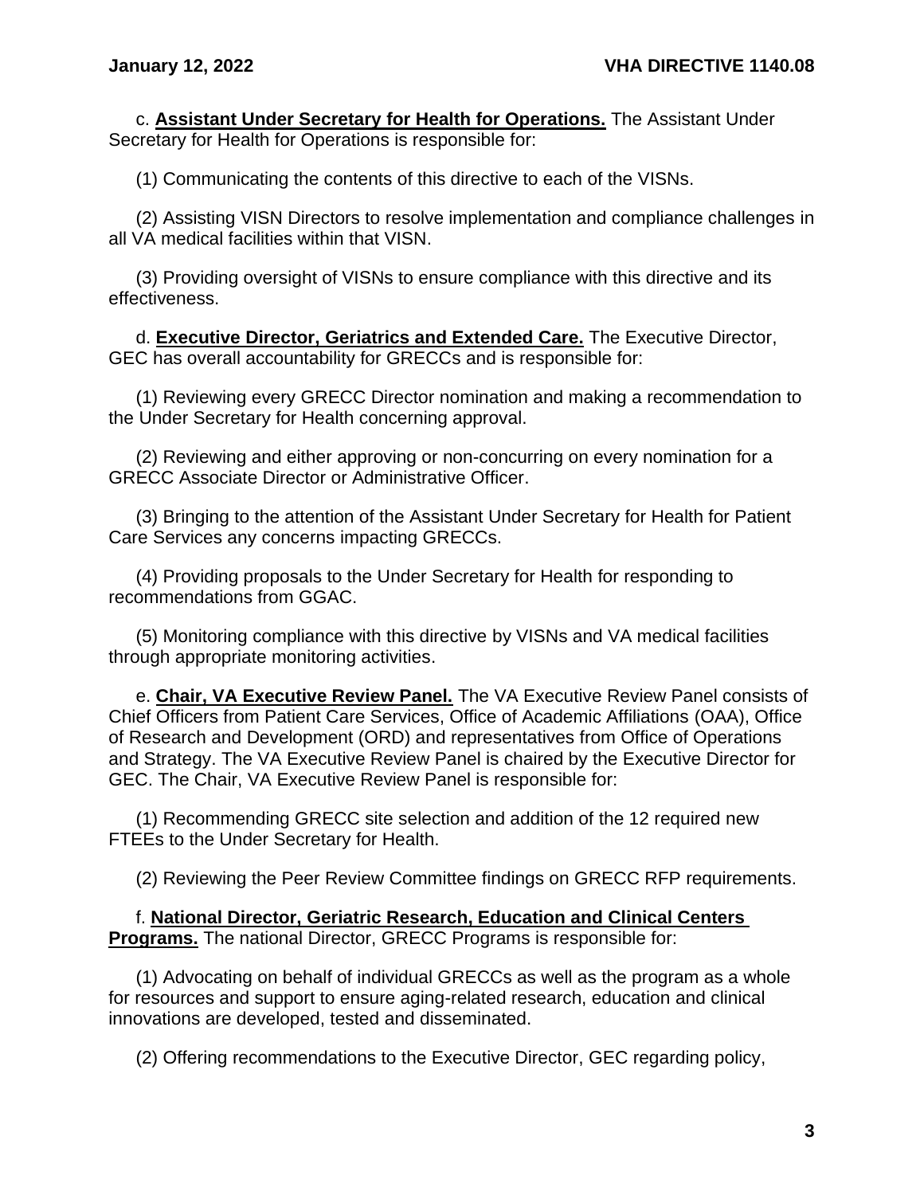c. **Assistant Under Secretary for Health for Operations.** The Assistant Under Secretary for Health for Operations is responsible for:

(1) Communicating the contents of this directive to each of the VISNs.

(2) Assisting VISN Directors to resolve implementation and compliance challenges in all VA medical facilities within that VISN.

(3) Providing oversight of VISNs to ensure compliance with this directive and its effectiveness.

d. **Executive Director, Geriatrics and Extended Care.** The Executive Director, GEC has overall accountability for GRECCs and is responsible for:

(1) Reviewing every GRECC Director nomination and making a recommendation to the Under Secretary for Health concerning approval.

(2) Reviewing and either approving or non-concurring on every nomination for a GRECC Associate Director or Administrative Officer.

(3) Bringing to the attention of the Assistant Under Secretary for Health for Patient Care Services any concerns impacting GRECCs.

(4) Providing proposals to the Under Secretary for Health for responding to recommendations from GGAC.

(5) Monitoring compliance with this directive by VISNs and VA medical facilities through appropriate monitoring activities.

e. **Chair, VA Executive Review Panel.** The VA Executive Review Panel consists of Chief Officers from Patient Care Services, Office of Academic Affiliations (OAA), Office of Research and Development (ORD) and representatives from Office of Operations and Strategy. The VA Executive Review Panel is chaired by the Executive Director for GEC. The Chair, VA Executive Review Panel is responsible for:

(1) Recommending GRECC site selection and addition of the 12 required new FTEEs to the Under Secretary for Health.

(2) Reviewing the Peer Review Committee findings on GRECC RFP requirements.

f. **National Director, Geriatric Research, Education and Clinical Centers Programs.** The national Director, GRECC Programs is responsible for:

(1) Advocating on behalf of individual GRECCs as well as the program as a whole for resources and support to ensure aging-related research, education and clinical innovations are developed, tested and disseminated.

(2) Offering recommendations to the Executive Director, GEC regarding policy,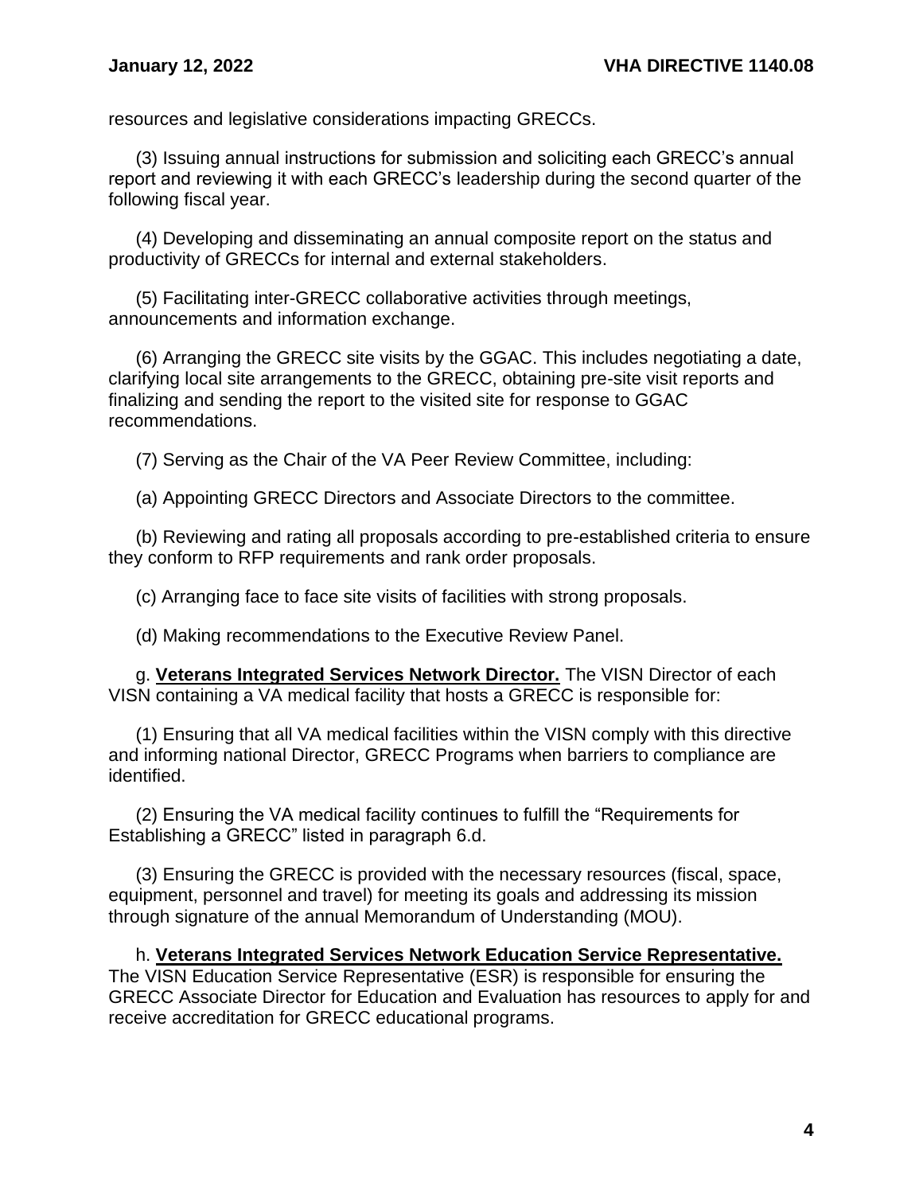resources and legislative considerations impacting GRECCs.

(3) Issuing annual instructions for submission and soliciting each GRECC's annual report and reviewing it with each GRECC's leadership during the second quarter of the following fiscal year.

(4) Developing and disseminating an annual composite report on the status and productivity of GRECCs for internal and external stakeholders.

(5) Facilitating inter-GRECC collaborative activities through meetings, announcements and information exchange.

(6) Arranging the GRECC site visits by the GGAC. This includes negotiating a date, clarifying local site arrangements to the GRECC, obtaining pre-site visit reports and finalizing and sending the report to the visited site for response to GGAC recommendations.

(7) Serving as the Chair of the VA Peer Review Committee, including:

(a) Appointing GRECC Directors and Associate Directors to the committee.

(b) Reviewing and rating all proposals according to pre-established criteria to ensure they conform to RFP requirements and rank order proposals.

(c) Arranging face to face site visits of facilities with strong proposals.

(d) Making recommendations to the Executive Review Panel.

g. **Veterans Integrated Services Network Director.** The VISN Director of each VISN containing a VA medical facility that hosts a GRECC is responsible for:

(1) Ensuring that all VA medical facilities within the VISN comply with this directive and informing national Director, GRECC Programs when barriers to compliance are identified.

(2) Ensuring the VA medical facility continues to fulfill the "Requirements for Establishing a GRECC" listed in paragraph 6.d.

(3) Ensuring the GRECC is provided with the necessary resources (fiscal, space, equipment, personnel and travel) for meeting its goals and addressing its mission through signature of the annual Memorandum of Understanding (MOU).

h. **Veterans Integrated Services Network Education Service Representative.** The VISN Education Service Representative (ESR) is responsible for ensuring the GRECC Associate Director for Education and Evaluation has resources to apply for and receive accreditation for GRECC educational programs.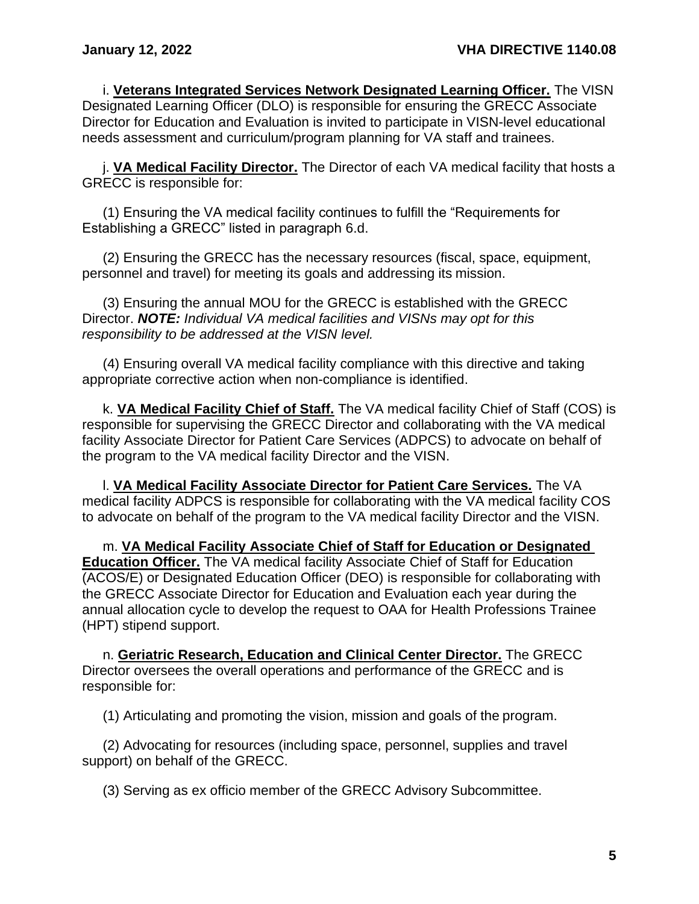i. **Veterans Integrated Services Network Designated Learning Officer.** The VISN Designated Learning Officer (DLO) is responsible for ensuring the GRECC Associate Director for Education and Evaluation is invited to participate in VISN-level educational needs assessment and curriculum/program planning for VA staff and trainees.

j. **VA Medical Facility Director.** The Director of each VA medical facility that hosts a GRECC is responsible for:

(1) Ensuring the VA medical facility continues to fulfill the "Requirements for Establishing a GRECC" listed in paragraph 6.d.

(2) Ensuring the GRECC has the necessary resources (fiscal, space, equipment, personnel and travel) for meeting its goals and addressing its mission.

(3) Ensuring the annual MOU for the GRECC is established with the GRECC Director. ***NOTE:*** *Individual VA medical facilities and VISNs may opt for this responsibility to be addressed at the VISN level.*

(4) Ensuring overall VA medical facility compliance with this directive and taking appropriate corrective action when non-compliance is identified.

k. **VA Medical Facility Chief of Staff.** The VA medical facility Chief of Staff (COS) is responsible for supervising the GRECC Director and collaborating with the VA medical facility Associate Director for Patient Care Services (ADPCS) to advocate on behalf of the program to the VA medical facility Director and the VISN.

l. **VA Medical Facility Associate Director for Patient Care Services.** The VA medical facility ADPCS is responsible for collaborating with the VA medical facility COS to advocate on behalf of the program to the VA medical facility Director and the VISN.

m. **VA Medical Facility Associate Chief of Staff for Education or Designated Education Officer.** The VA medical facility Associate Chief of Staff for Education (ACOS/E) or Designated Education Officer (DEO) is responsible for collaborating with the GRECC Associate Director for Education and Evaluation each year during the annual allocation cycle to develop the request to OAA for Health Professions Trainee (HPT) stipend support.

n. **Geriatric Research, Education and Clinical Center Director.** The GRECC Director oversees the overall operations and performance of the GRECC and is responsible for:

(1) Articulating and promoting the vision, mission and goals of the program.

(2) Advocating for resources (including space, personnel, supplies and travel support) on behalf of the GRECC.

(3) Serving as ex officio member of the GRECC Advisory Subcommittee.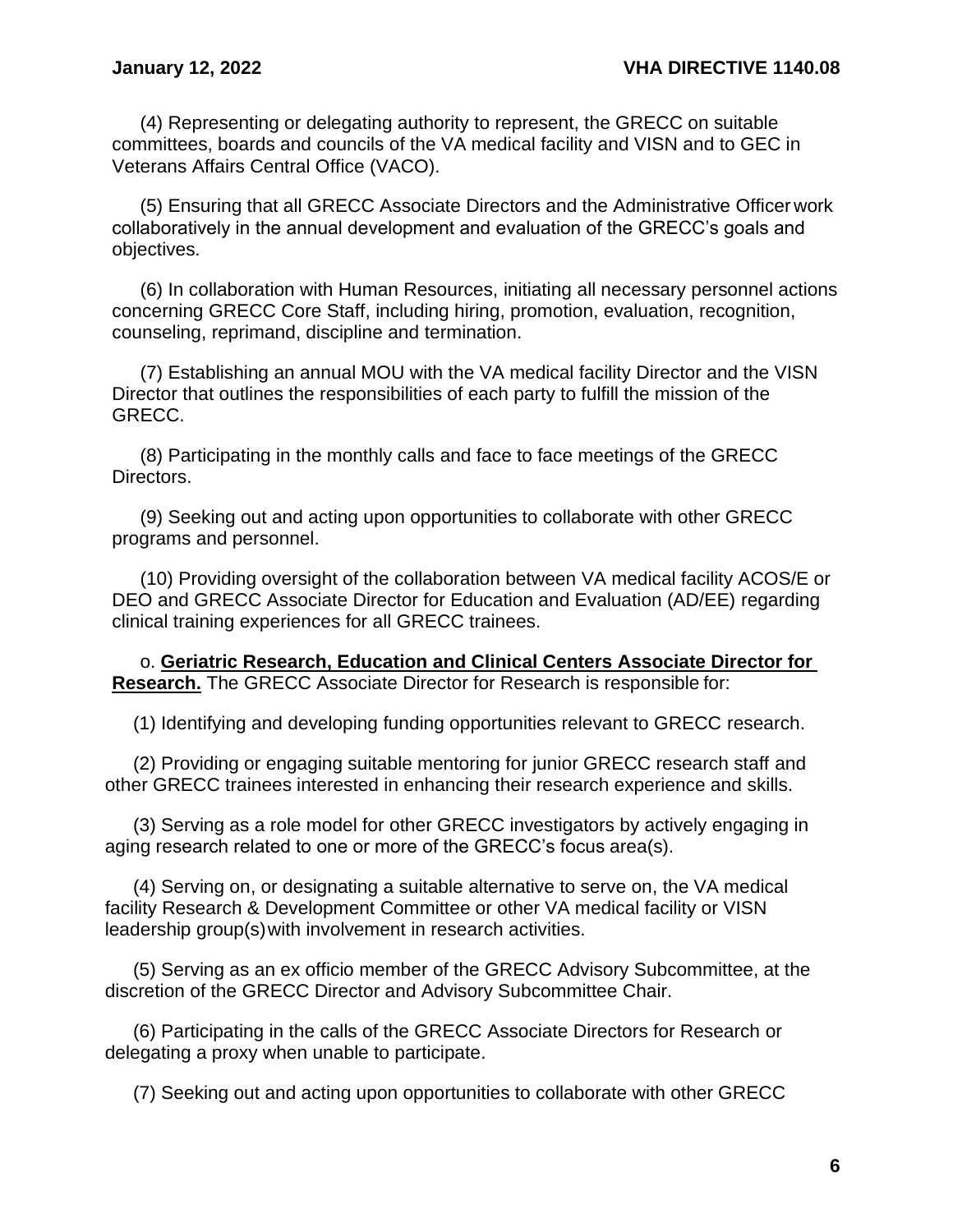(4) Representing or delegating authority to represent, the GRECC on suitable committees, boards and councils of the VA medical facility and VISN and to GEC in Veterans Affairs Central Office (VACO).

(5) Ensuring that all GRECC Associate Directors and the Administrative Officer work collaboratively in the annual development and evaluation of the GRECC's goals and objectives.

(6) In collaboration with Human Resources, initiating all necessary personnel actions concerning GRECC Core Staff, including hiring, promotion, evaluation, recognition, counseling, reprimand, discipline and termination.

(7) Establishing an annual MOU with the VA medical facility Director and the VISN Director that outlines the responsibilities of each party to fulfill the mission of the GRECC.

(8) Participating in the monthly calls and face to face meetings of the GRECC Directors.

(9) Seeking out and acting upon opportunities to collaborate with other GRECC programs and personnel.

(10) Providing oversight of the collaboration between VA medical facility ACOS/E or DEO and GRECC Associate Director for Education and Evaluation (AD/EE) regarding clinical training experiences for all GRECC trainees.

o. **Geriatric Research, Education and Clinical Centers Associate Director for Research.** The GRECC Associate Director for Research is responsible for:

(1) Identifying and developing funding opportunities relevant to GRECC research.

(2) Providing or engaging suitable mentoring for junior GRECC research staff and other GRECC trainees interested in enhancing their research experience and skills.

(3) Serving as a role model for other GRECC investigators by actively engaging in aging research related to one or more of the GRECC's focus area(s).

(4) Serving on, or designating a suitable alternative to serve on, the VA medical facility Research & Development Committee or other VA medical facility or VISN leadership group(s) with involvement in research activities.

(5) Serving as an ex officio member of the GRECC Advisory Subcommittee, at the discretion of the GRECC Director and Advisory Subcommittee Chair.

(6) Participating in the calls of the GRECC Associate Directors for Research or delegating a proxy when unable to participate.

(7) Seeking out and acting upon opportunities to collaborate with other GRECC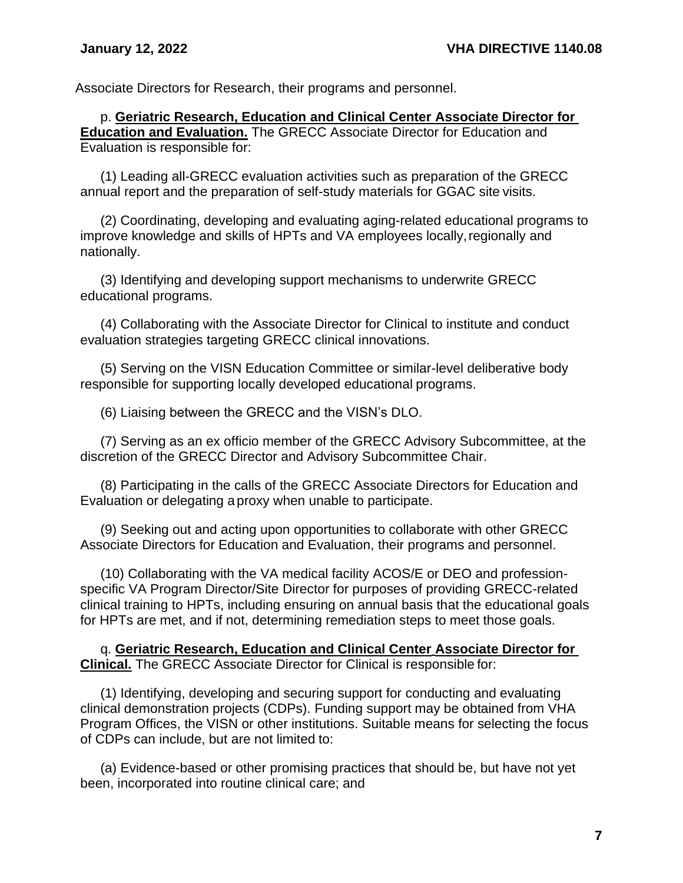Associate Directors for Research, their programs and personnel.

p. **Geriatric Research, Education and Clinical Center Associate Director for Education and Evaluation.** The GRECC Associate Director for Education and Evaluation is responsible for:

(1) Leading all-GRECC evaluation activities such as preparation of the GRECC annual report and the preparation of self-study materials for GGAC site visits.

(2) Coordinating, developing and evaluating aging-related educational programs to improve knowledge and skills of HPTs and VA employees locally, regionally and nationally.

(3) Identifying and developing support mechanisms to underwrite GRECC educational programs.

(4) Collaborating with the Associate Director for Clinical to institute and conduct evaluation strategies targeting GRECC clinical innovations.

(5) Serving on the VISN Education Committee or similar-level deliberative body responsible for supporting locally developed educational programs.

(6) Liaising between the GRECC and the VISN's DLO.

(7) Serving as an ex officio member of the GRECC Advisory Subcommittee, at the discretion of the GRECC Director and Advisory Subcommittee Chair.

(8) Participating in the calls of the GRECC Associate Directors for Education and Evaluation or delegating a proxy when unable to participate.

(9) Seeking out and acting upon opportunities to collaborate with other GRECC Associate Directors for Education and Evaluation, their programs and personnel.

(10) Collaborating with the VA medical facility ACOS/E or DEO and profession-specific VA Program Director/Site Director for purposes of providing GRECC-related clinical training to HPTs, including ensuring on annual basis that the educational goals for HPTs are met, and if not, determining remediation steps to meet those goals.

q. **Geriatric Research, Education and Clinical Center Associate Director for Clinical.** The GRECC Associate Director for Clinical is responsible for:

(1) Identifying, developing and securing support for conducting and evaluating clinical demonstration projects (CDPs). Funding support may be obtained from VHA Program Offices, the VISN or other institutions. Suitable means for selecting the focus of CDPs can include, but are not limited to:

(a) Evidence-based or other promising practices that should be, but have not yet been, incorporated into routine clinical care; and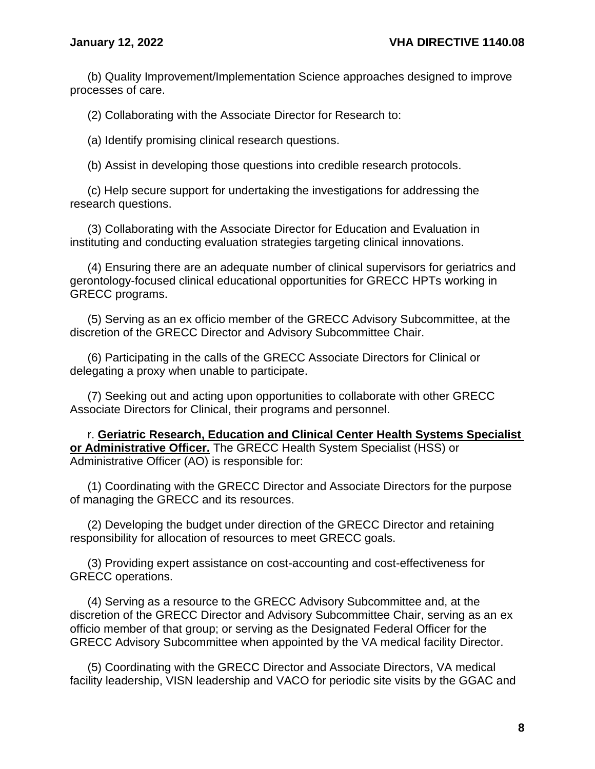(b) Quality Improvement/Implementation Science approaches designed to improve processes of care.

(2) Collaborating with the Associate Director for Research to:

(a) Identify promising clinical research questions.

(b) Assist in developing those questions into credible research protocols.

(c) Help secure support for undertaking the investigations for addressing the research questions.

(3) Collaborating with the Associate Director for Education and Evaluation in instituting and conducting evaluation strategies targeting clinical innovations.

(4) Ensuring there are an adequate number of clinical supervisors for geriatrics and gerontology-focused clinical educational opportunities for GRECC HPTs working in GRECC programs.

(5) Serving as an ex officio member of the GRECC Advisory Subcommittee, at the discretion of the GRECC Director and Advisory Subcommittee Chair.

(6) Participating in the calls of the GRECC Associate Directors for Clinical or delegating a proxy when unable to participate.

(7) Seeking out and acting upon opportunities to collaborate with other GRECC Associate Directors for Clinical, their programs and personnel.

r. **Geriatric Research, Education and Clinical Center Health Systems Specialist or Administrative Officer.** The GRECC Health System Specialist (HSS) or Administrative Officer (AO) is responsible for:

(1) Coordinating with the GRECC Director and Associate Directors for the purpose of managing the GRECC and its resources.

(2) Developing the budget under direction of the GRECC Director and retaining responsibility for allocation of resources to meet GRECC goals.

(3) Providing expert assistance on cost-accounting and cost-effectiveness for GRECC operations.

(4) Serving as a resource to the GRECC Advisory Subcommittee and, at the discretion of the GRECC Director and Advisory Subcommittee Chair, serving as an ex officio member of that group; or serving as the Designated Federal Officer for the GRECC Advisory Subcommittee when appointed by the VA medical facility Director.

(5) Coordinating with the GRECC Director and Associate Directors, VA medical facility leadership, VISN leadership and VACO for periodic site visits by the GGAC and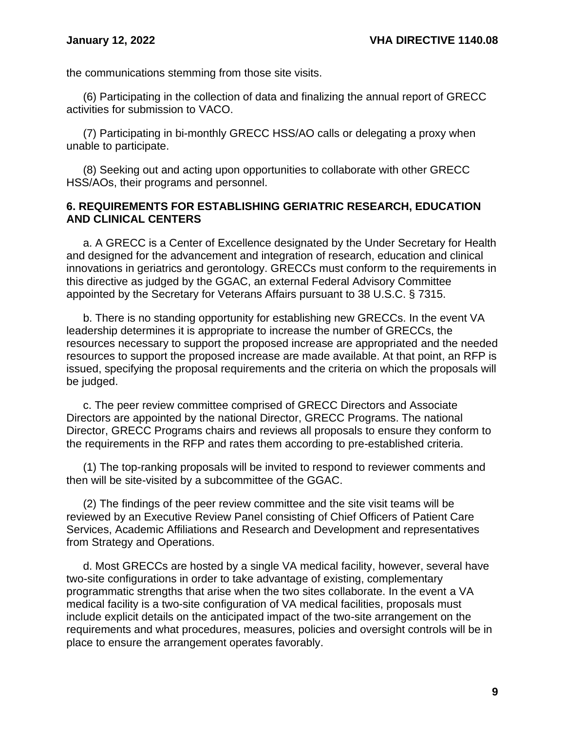the communications stemming from those site visits.

(6) Participating in the collection of data and finalizing the annual report of GRECC activities for submission to VACO.

(7) Participating in bi-monthly GRECC HSS/AO calls or delegating a proxy when unable to participate.

(8) Seeking out and acting upon opportunities to collaborate with other GRECC HSS/AOs, their programs and personnel.

## 6. REQUIREMENTS FOR ESTABLISHING GERIATRIC RESEARCH, EDUCATION AND CLINICAL CENTERS

a. A GRECC is a Center of Excellence designated by the Under Secretary for Health and designed for the advancement and integration of research, education and clinical innovations in geriatrics and gerontology. GRECCs must conform to the requirements in this directive as judged by the GGAC, an external Federal Advisory Committee appointed by the Secretary for Veterans Affairs pursuant to 38 U.S.C. § 7315.

b. There is no standing opportunity for establishing new GRECCs. In the event VA leadership determines it is appropriate to increase the number of GRECCs, the resources necessary to support the proposed increase are appropriated and the needed resources to support the proposed increase are made available. At that point, an RFP is issued, specifying the proposal requirements and the criteria on which the proposals will be judged.

c. The peer review committee comprised of GRECC Directors and Associate Directors are appointed by the national Director, GRECC Programs. The national Director, GRECC Programs chairs and reviews all proposals to ensure they conform to the requirements in the RFP and rates them according to pre-established criteria.

(1) The top-ranking proposals will be invited to respond to reviewer comments and then will be site-visited by a subcommittee of the GGAC.

(2) The findings of the peer review committee and the site visit teams will be reviewed by an Executive Review Panel consisting of Chief Officers of Patient Care Services, Academic Affiliations and Research and Development and representatives from Strategy and Operations.

d. Most GRECCs are hosted by a single VA medical facility, however, several have two-site configurations in order to take advantage of existing, complementary programmatic strengths that arise when the two sites collaborate. In the event a VA medical facility is a two-site configuration of VA medical facilities, proposals must include explicit details on the anticipated impact of the two-site arrangement on the requirements and what procedures, measures, policies and oversight controls will be in place to ensure the arrangement operates favorably.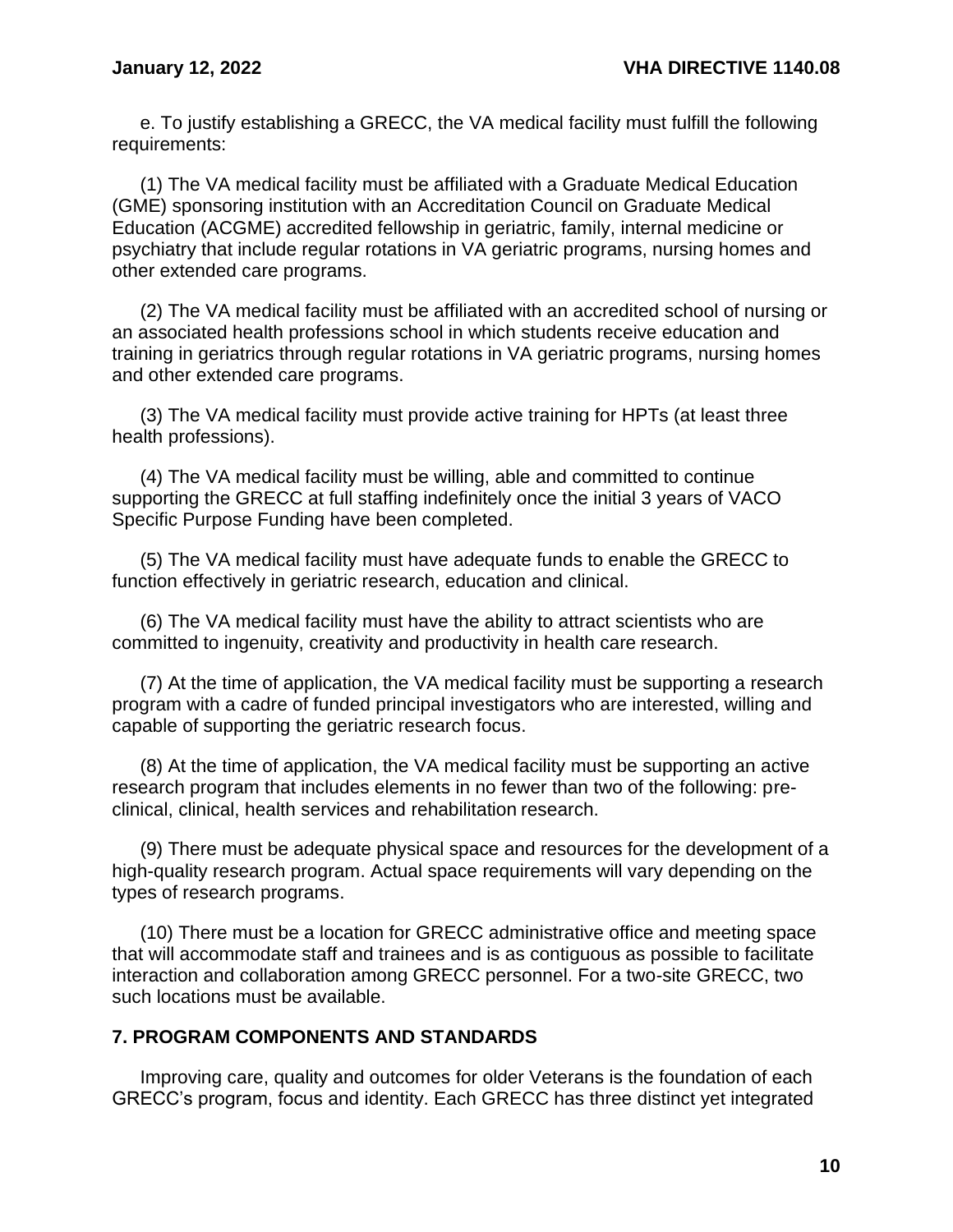e. To justify establishing a GRECC, the VA medical facility must fulfill the following requirements:

(1) The VA medical facility must be affiliated with a Graduate Medical Education (GME) sponsoring institution with an Accreditation Council on Graduate Medical Education (ACGME) accredited fellowship in geriatric, family, internal medicine or psychiatry that include regular rotations in VA geriatric programs, nursing homes and other extended care programs.

(2) The VA medical facility must be affiliated with an accredited school of nursing or an associated health professions school in which students receive education and training in geriatrics through regular rotations in VA geriatric programs, nursing homes and other extended care programs.

(3) The VA medical facility must provide active training for HPTs (at least three health professions).

(4) The VA medical facility must be willing, able and committed to continue supporting the GRECC at full staffing indefinitely once the initial 3 years of VACO Specific Purpose Funding have been completed.

(5) The VA medical facility must have adequate funds to enable the GRECC to function effectively in geriatric research, education and clinical.

(6) The VA medical facility must have the ability to attract scientists who are committed to ingenuity, creativity and productivity in health care research.

(7) At the time of application, the VA medical facility must be supporting a research program with a cadre of funded principal investigators who are interested, willing and capable of supporting the geriatric research focus.

(8) At the time of application, the VA medical facility must be supporting an active research program that includes elements in no fewer than two of the following: pre-clinical, clinical, health services and rehabilitation research.

(9) There must be adequate physical space and resources for the development of a high-quality research program. Actual space requirements will vary depending on the types of research programs.

(10) There must be a location for GRECC administrative office and meeting space that will accommodate staff and trainees and is as contiguous as possible to facilitate interaction and collaboration among GRECC personnel. For a two-site GRECC, two such locations must be available.

## 7. PROGRAM COMPONENTS AND STANDARDS

Improving care, quality and outcomes for older Veterans is the foundation of each GRECC's program, focus and identity. Each GRECC has three distinct yet integrated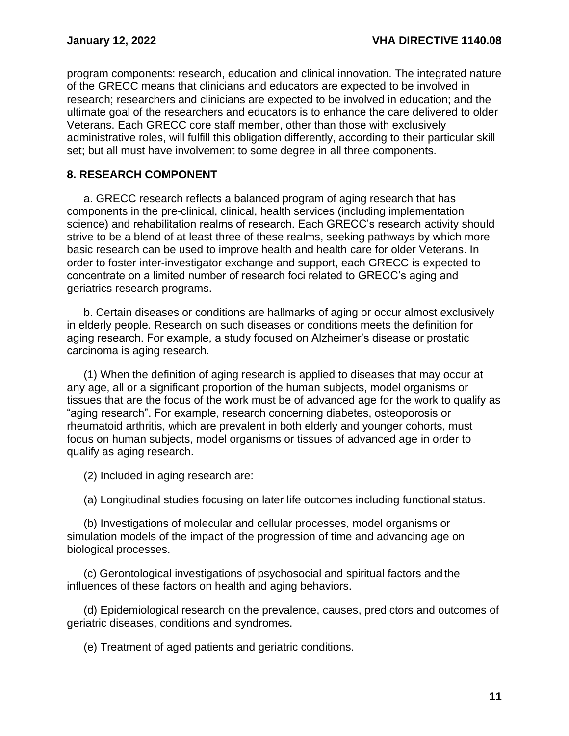program components: research, education and clinical innovation. The integrated nature of the GRECC means that clinicians and educators are expected to be involved in research; researchers and clinicians are expected to be involved in education; and the ultimate goal of the researchers and educators is to enhance the care delivered to older Veterans. Each GRECC core staff member, other than those with exclusively administrative roles, will fulfill this obligation differently, according to their particular skill set; but all must have involvement to some degree in all three components.

## 8. RESEARCH COMPONENT

a. GRECC research reflects a balanced program of aging research that has components in the pre-clinical, clinical, health services (including implementation science) and rehabilitation realms of research. Each GRECC's research activity should strive to be a blend of at least three of these realms, seeking pathways by which more basic research can be used to improve health and health care for older Veterans. In order to foster inter-investigator exchange and support, each GRECC is expected to concentrate on a limited number of research foci related to GRECC's aging and geriatrics research programs.

b. Certain diseases or conditions are hallmarks of aging or occur almost exclusively in elderly people. Research on such diseases or conditions meets the definition for aging research. For example, a study focused on Alzheimer's disease or prostatic carcinoma is aging research.

(1) When the definition of aging research is applied to diseases that may occur at any age, all or a significant proportion of the human subjects, model organisms or tissues that are the focus of the work must be of advanced age for the work to qualify as "aging research". For example, research concerning diabetes, osteoporosis or rheumatoid arthritis, which are prevalent in both elderly and younger cohorts, must focus on human subjects, model organisms or tissues of advanced age in order to qualify as aging research.

(2) Included in aging research are:

(a) Longitudinal studies focusing on later life outcomes including functional status.

(b) Investigations of molecular and cellular processes, model organisms or simulation models of the impact of the progression of time and advancing age on biological processes.

(c) Gerontological investigations of psychosocial and spiritual factors and the influences of these factors on health and aging behaviors.

(d) Epidemiological research on the prevalence, causes, predictors and outcomes of geriatric diseases, conditions and syndromes.

(e) Treatment of aged patients and geriatric conditions.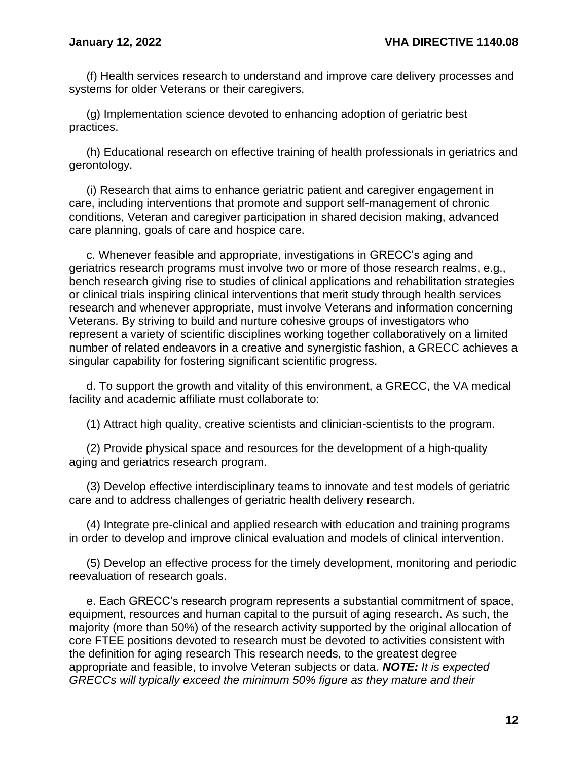(f) Health services research to understand and improve care delivery processes and systems for older Veterans or their caregivers.

(g) Implementation science devoted to enhancing adoption of geriatric best practices.

(h) Educational research on effective training of health professionals in geriatrics and gerontology.

(i) Research that aims to enhance geriatric patient and caregiver engagement in care, including interventions that promote and support self-management of chronic conditions, Veteran and caregiver participation in shared decision making, advanced care planning, goals of care and hospice care.

c. Whenever feasible and appropriate, investigations in GRECC's aging and geriatrics research programs must involve two or more of those research realms, e.g., bench research giving rise to studies of clinical applications and rehabilitation strategies or clinical trials inspiring clinical interventions that merit study through health services research and whenever appropriate, must involve Veterans and information concerning Veterans. By striving to build and nurture cohesive groups of investigators who represent a variety of scientific disciplines working together collaboratively on a limited number of related endeavors in a creative and synergistic fashion, a GRECC achieves a singular capability for fostering significant scientific progress.

d. To support the growth and vitality of this environment, a GRECC, the VA medical facility and academic affiliate must collaborate to:

(1) Attract high quality, creative scientists and clinician-scientists to the program.

(2) Provide physical space and resources for the development of a high-quality aging and geriatrics research program.

(3) Develop effective interdisciplinary teams to innovate and test models of geriatric care and to address challenges of geriatric health delivery research.

(4) Integrate pre-clinical and applied research with education and training programs in order to develop and improve clinical evaluation and models of clinical intervention.

(5) Develop an effective process for the timely development, monitoring and periodic reevaluation of research goals.

e. Each GRECC's research program represents a substantial commitment of space, equipment, resources and human capital to the pursuit of aging research. As such, the majority (more than 50%) of the research activity supported by the original allocation of core FTEE positions devoted to research must be devoted to activities consistent with the definition for aging research This research needs, to the greatest degree appropriate and feasible, to involve Veteran subjects or data. ***NOTE:*** *It is expected GRECCs will typically exceed the minimum 50% figure as they mature and their*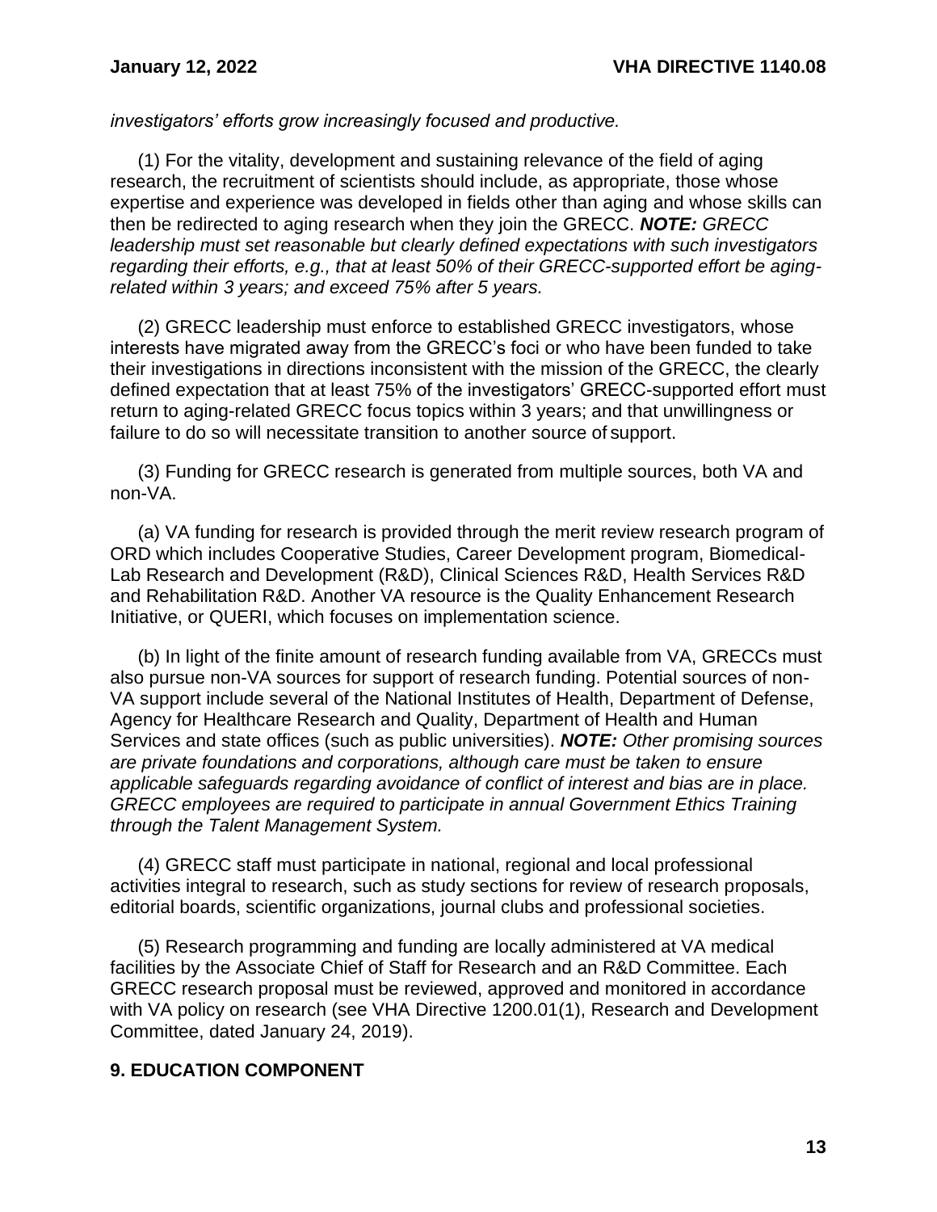*investigators' efforts grow increasingly focused and productive.*

(1) For the vitality, development and sustaining relevance of the field of aging research, the recruitment of scientists should include, as appropriate, those whose expertise and experience was developed in fields other than aging and whose skills can then be redirected to aging research when they join the GRECC. ***NOTE:*** *GRECC leadership must set reasonable but clearly defined expectations with such investigators regarding their efforts, e.g., that at least 50% of their GRECC-supported effort be aging-related within 3 years; and exceed 75% after 5 years.*

(2) GRECC leadership must enforce to established GRECC investigators, whose interests have migrated away from the GRECC's foci or who have been funded to take their investigations in directions inconsistent with the mission of the GRECC, the clearly defined expectation that at least 75% of the investigators' GRECC-supported effort must return to aging-related GRECC focus topics within 3 years; and that unwillingness or failure to do so will necessitate transition to another source of support.

(3) Funding for GRECC research is generated from multiple sources, both VA and non-VA.

(a) VA funding for research is provided through the merit review research program of ORD which includes Cooperative Studies, Career Development program, Biomedical-Lab Research and Development (R&D), Clinical Sciences R&D, Health Services R&D and Rehabilitation R&D. Another VA resource is the Quality Enhancement Research Initiative, or QUERI, which focuses on implementation science.

(b) In light of the finite amount of research funding available from VA, GRECCs must also pursue non-VA sources for support of research funding. Potential sources of non-VA support include several of the National Institutes of Health, Department of Defense, Agency for Healthcare Research and Quality, Department of Health and Human Services and state offices (such as public universities). ***NOTE:*** *Other promising sources are private foundations and corporations, although care must be taken to ensure applicable safeguards regarding avoidance of conflict of interest and bias are in place. GRECC employees are required to participate in annual Government Ethics Training through the Talent Management System.*

(4) GRECC staff must participate in national, regional and local professional activities integral to research, such as study sections for review of research proposals, editorial boards, scientific organizations, journal clubs and professional societies.

(5) Research programming and funding are locally administered at VA medical facilities by the Associate Chief of Staff for Research and an R&D Committee. Each GRECC research proposal must be reviewed, approved and monitored in accordance with VA policy on research (see VHA Directive 1200.01(1), Research and Development Committee, dated January 24, 2019).

## 9. EDUCATION COMPONENT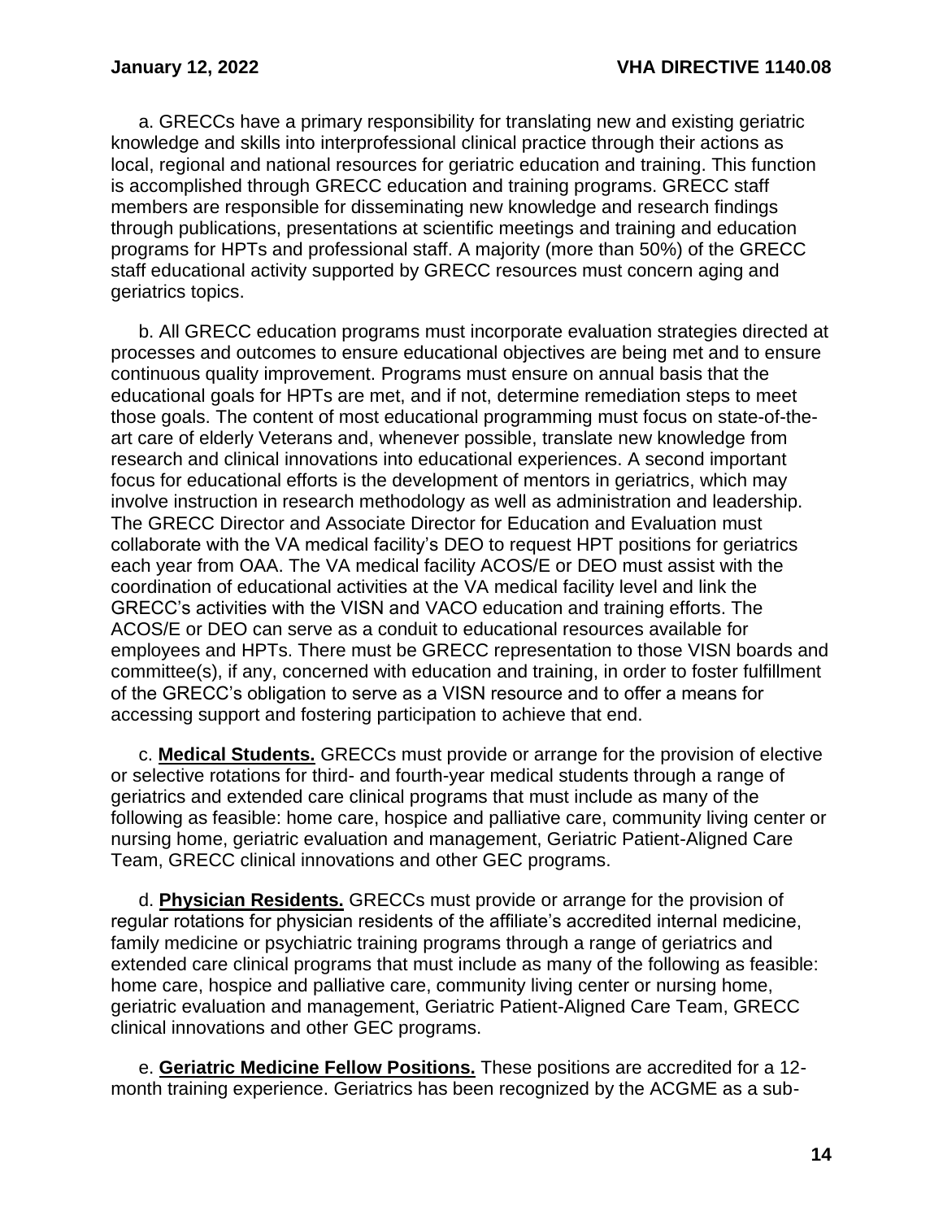a. GRECCs have a primary responsibility for translating new and existing geriatric knowledge and skills into interprofessional clinical practice through their actions as local, regional and national resources for geriatric education and training. This function is accomplished through GRECC education and training programs. GRECC staff members are responsible for disseminating new knowledge and research findings through publications, presentations at scientific meetings and training and education programs for HPTs and professional staff. A majority (more than 50%) of the GRECC staff educational activity supported by GRECC resources must concern aging and geriatrics topics.

b. All GRECC education programs must incorporate evaluation strategies directed at processes and outcomes to ensure educational objectives are being met and to ensure continuous quality improvement. Programs must ensure on annual basis that the educational goals for HPTs are met, and if not, determine remediation steps to meet those goals. The content of most educational programming must focus on state-of-the-art care of elderly Veterans and, whenever possible, translate new knowledge from research and clinical innovations into educational experiences. A second important focus for educational efforts is the development of mentors in geriatrics, which may involve instruction in research methodology as well as administration and leadership. The GRECC Director and Associate Director for Education and Evaluation must collaborate with the VA medical facility's DEO to request HPT positions for geriatrics each year from OAA. The VA medical facility ACOS/E or DEO must assist with the coordination of educational activities at the VA medical facility level and link the GRECC's activities with the VISN and VACO education and training efforts. The ACOS/E or DEO can serve as a conduit to educational resources available for employees and HPTs. There must be GRECC representation to those VISN boards and committee(s), if any, concerned with education and training, in order to foster fulfillment of the GRECC's obligation to serve as a VISN resource and to offer a means for accessing support and fostering participation to achieve that end.

c. **Medical Students.** GRECCs must provide or arrange for the provision of elective or selective rotations for third- and fourth-year medical students through a range of geriatrics and extended care clinical programs that must include as many of the following as feasible: home care, hospice and palliative care, community living center or nursing home, geriatric evaluation and management, Geriatric Patient-Aligned Care Team, GRECC clinical innovations and other GEC programs.

d. **Physician Residents.** GRECCs must provide or arrange for the provision of regular rotations for physician residents of the affiliate's accredited internal medicine, family medicine or psychiatric training programs through a range of geriatrics and extended care clinical programs that must include as many of the following as feasible: home care, hospice and palliative care, community living center or nursing home, geriatric evaluation and management, Geriatric Patient-Aligned Care Team, GRECC clinical innovations and other GEC programs.

e. **Geriatric Medicine Fellow Positions.** These positions are accredited for a 12-month training experience. Geriatrics has been recognized by the ACGME as a sub-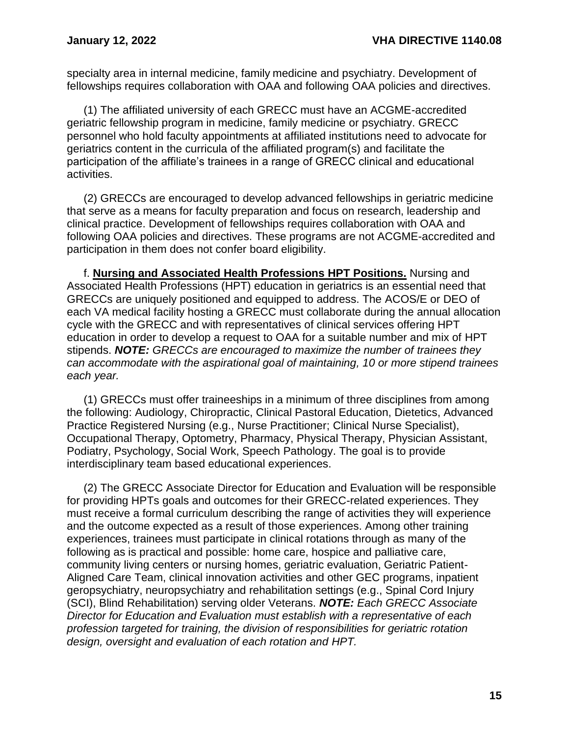specialty area in internal medicine, family medicine and psychiatry. Development of fellowships requires collaboration with OAA and following OAA policies and directives.

(1) The affiliated university of each GRECC must have an ACGME-accredited geriatric fellowship program in medicine, family medicine or psychiatry. GRECC personnel who hold faculty appointments at affiliated institutions need to advocate for geriatrics content in the curricula of the affiliated program(s) and facilitate the participation of the affiliate's trainees in a range of GRECC clinical and educational activities.

(2) GRECCs are encouraged to develop advanced fellowships in geriatric medicine that serve as a means for faculty preparation and focus on research, leadership and clinical practice. Development of fellowships requires collaboration with OAA and following OAA policies and directives. These programs are not ACGME-accredited and participation in them does not confer board eligibility.

f. **Nursing and Associated Health Professions HPT Positions.** Nursing and Associated Health Professions (HPT) education in geriatrics is an essential need that GRECCs are uniquely positioned and equipped to address. The ACOS/E or DEO of each VA medical facility hosting a GRECC must collaborate during the annual allocation cycle with the GRECC and with representatives of clinical services offering HPT education in order to develop a request to OAA for a suitable number and mix of HPT stipends. ***NOTE:*** *GRECCs are encouraged to maximize the number of trainees they can accommodate with the aspirational goal of maintaining, 10 or more stipend trainees each year.*

(1) GRECCs must offer traineeships in a minimum of three disciplines from among the following: Audiology, Chiropractic, Clinical Pastoral Education, Dietetics, Advanced Practice Registered Nursing (e.g., Nurse Practitioner; Clinical Nurse Specialist), Occupational Therapy, Optometry, Pharmacy, Physical Therapy, Physician Assistant, Podiatry, Psychology, Social Work, Speech Pathology. The goal is to provide interdisciplinary team based educational experiences.

(2) The GRECC Associate Director for Education and Evaluation will be responsible for providing HPTs goals and outcomes for their GRECC-related experiences. They must receive a formal curriculum describing the range of activities they will experience and the outcome expected as a result of those experiences. Among other training experiences, trainees must participate in clinical rotations through as many of the following as is practical and possible: home care, hospice and palliative care, community living centers or nursing homes, geriatric evaluation, Geriatric Patient-Aligned Care Team, clinical innovation activities and other GEC programs, inpatient geropsychiatry, neuropsychiatry and rehabilitation settings (e.g., Spinal Cord Injury (SCI), Blind Rehabilitation) serving older Veterans. ***NOTE:*** *Each GRECC Associate Director for Education and Evaluation must establish with a representative of each profession targeted for training, the division of responsibilities for geriatric rotation design, oversight and evaluation of each rotation and HPT.*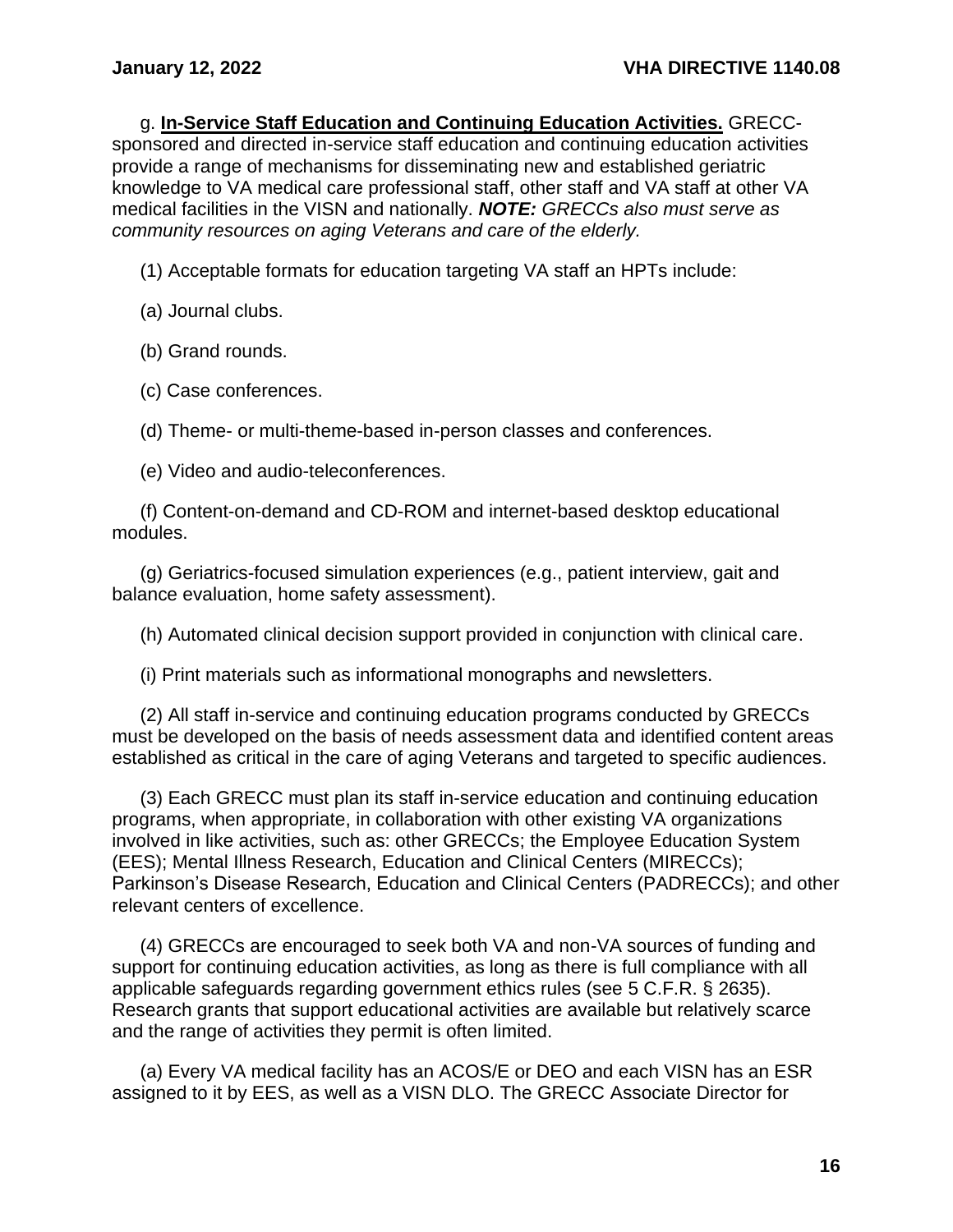g. **In-Service Staff Education and Continuing Education Activities.** GRECC-sponsored and directed in-service staff education and continuing education activities provide a range of mechanisms for disseminating new and established geriatric knowledge to VA medical care professional staff, other staff and VA staff at other VA medical facilities in the VISN and nationally. ***NOTE:*** *GRECCs also must serve as community resources on aging Veterans and care of the elderly.*

(1) Acceptable formats for education targeting VA staff an HPTs include:

(a) Journal clubs.

(b) Grand rounds.

(c) Case conferences.

(d) Theme- or multi-theme-based in-person classes and conferences.

(e) Video and audio-teleconferences.

(f) Content-on-demand and CD-ROM and internet-based desktop educational modules.

(g) Geriatrics-focused simulation experiences (e.g., patient interview, gait and balance evaluation, home safety assessment).

(h) Automated clinical decision support provided in conjunction with clinical care.

(i) Print materials such as informational monographs and newsletters.

(2) All staff in-service and continuing education programs conducted by GRECCs must be developed on the basis of needs assessment data and identified content areas established as critical in the care of aging Veterans and targeted to specific audiences.

(3) Each GRECC must plan its staff in-service education and continuing education programs, when appropriate, in collaboration with other existing VA organizations involved in like activities, such as: other GRECCs; the Employee Education System (EES); Mental Illness Research, Education and Clinical Centers (MIRECCs); Parkinson's Disease Research, Education and Clinical Centers (PADRECCs); and other relevant centers of excellence.

(4) GRECCs are encouraged to seek both VA and non-VA sources of funding and support for continuing education activities, as long as there is full compliance with all applicable safeguards regarding government ethics rules (see 5 C.F.R. § 2635). Research grants that support educational activities are available but relatively scarce and the range of activities they permit is often limited.

(a) Every VA medical facility has an ACOS/E or DEO and each VISN has an ESR assigned to it by EES, as well as a VISN DLO. The GRECC Associate Director for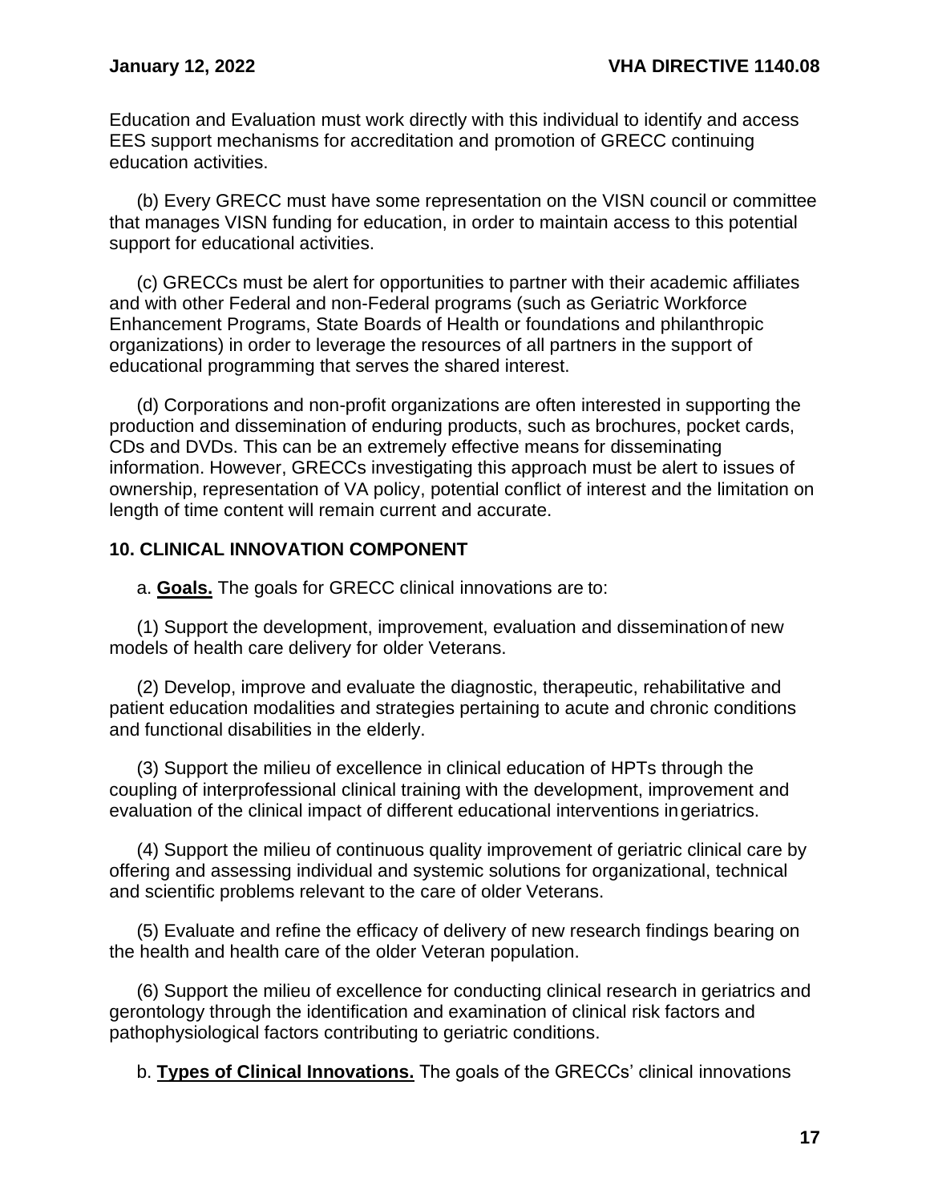Education and Evaluation must work directly with this individual to identify and access EES support mechanisms for accreditation and promotion of GRECC continuing education activities.

(b) Every GRECC must have some representation on the VISN council or committee that manages VISN funding for education, in order to maintain access to this potential support for educational activities.

(c) GRECCs must be alert for opportunities to partner with their academic affiliates and with other Federal and non-Federal programs (such as Geriatric Workforce Enhancement Programs, State Boards of Health or foundations and philanthropic organizations) in order to leverage the resources of all partners in the support of educational programming that serves the shared interest.

(d) Corporations and non-profit organizations are often interested in supporting the production and dissemination of enduring products, such as brochures, pocket cards, CDs and DVDs. This can be an extremely effective means for disseminating information. However, GRECCs investigating this approach must be alert to issues of ownership, representation of VA policy, potential conflict of interest and the limitation on length of time content will remain current and accurate.

## 10. CLINICAL INNOVATION COMPONENT

a. **Goals.** The goals for GRECC clinical innovations are to:

(1) Support the development, improvement, evaluation and dissemination of new models of health care delivery for older Veterans.

(2) Develop, improve and evaluate the diagnostic, therapeutic, rehabilitative and patient education modalities and strategies pertaining to acute and chronic conditions and functional disabilities in the elderly.

(3) Support the milieu of excellence in clinical education of HPTs through the coupling of interprofessional clinical training with the development, improvement and evaluation of the clinical impact of different educational interventions in geriatrics.

(4) Support the milieu of continuous quality improvement of geriatric clinical care by offering and assessing individual and systemic solutions for organizational, technical and scientific problems relevant to the care of older Veterans.

(5) Evaluate and refine the efficacy of delivery of new research findings bearing on the health and health care of the older Veteran population.

(6) Support the milieu of excellence for conducting clinical research in geriatrics and gerontology through the identification and examination of clinical risk factors and pathophysiological factors contributing to geriatric conditions.

b. **Types of Clinical Innovations.** The goals of the GRECCs' clinical innovations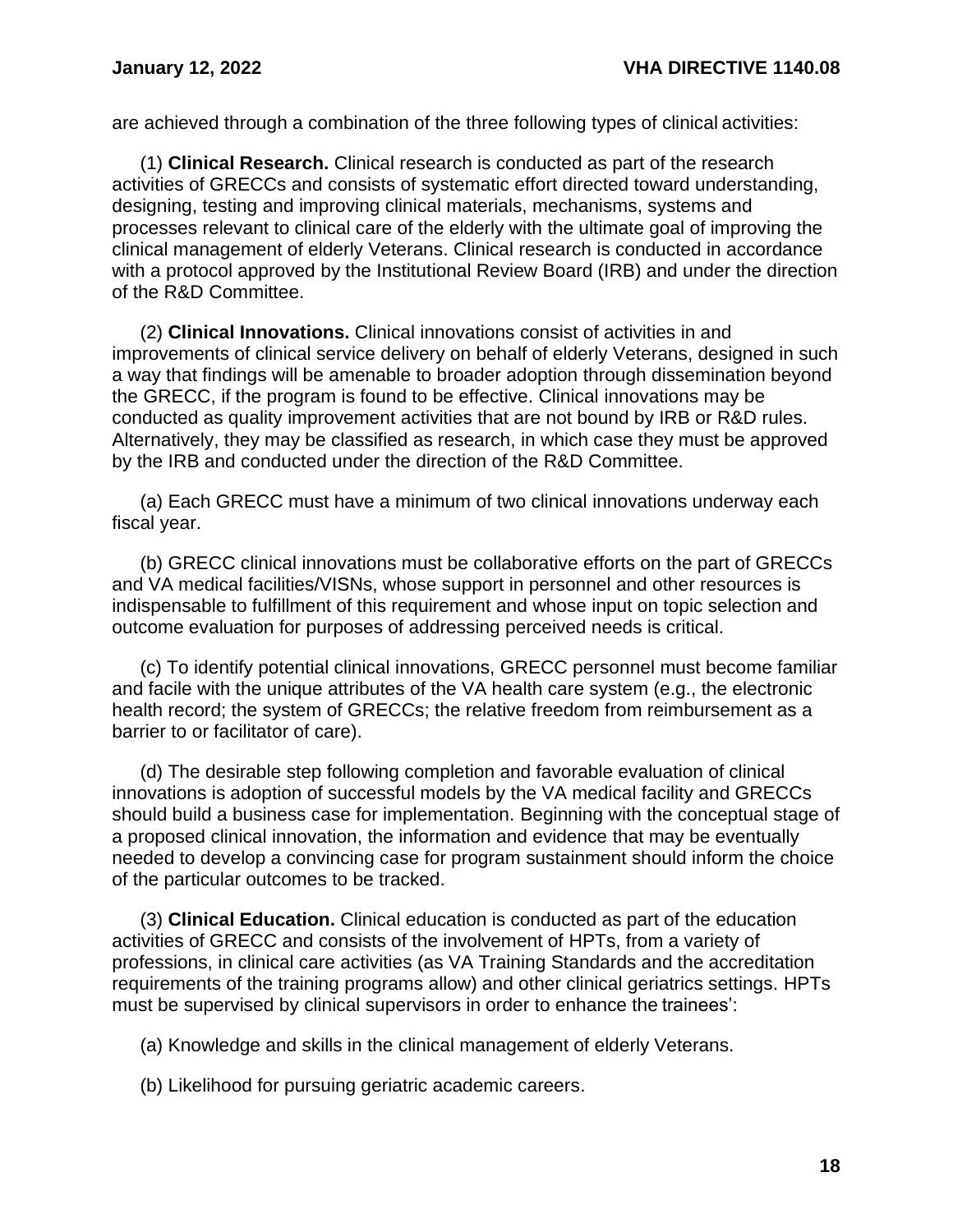are achieved through a combination of the three following types of clinical activities:

(1) **Clinical Research.** Clinical research is conducted as part of the research activities of GRECCs and consists of systematic effort directed toward understanding, designing, testing and improving clinical materials, mechanisms, systems and processes relevant to clinical care of the elderly with the ultimate goal of improving the clinical management of elderly Veterans. Clinical research is conducted in accordance with a protocol approved by the Institutional Review Board (IRB) and under the direction of the R&D Committee.

(2) **Clinical Innovations.** Clinical innovations consist of activities in and improvements of clinical service delivery on behalf of elderly Veterans, designed in such a way that findings will be amenable to broader adoption through dissemination beyond the GRECC, if the program is found to be effective. Clinical innovations may be conducted as quality improvement activities that are not bound by IRB or R&D rules. Alternatively, they may be classified as research, in which case they must be approved by the IRB and conducted under the direction of the R&D Committee.

(a) Each GRECC must have a minimum of two clinical innovations underway each fiscal year.

(b) GRECC clinical innovations must be collaborative efforts on the part of GRECCs and VA medical facilities/VISNs, whose support in personnel and other resources is indispensable to fulfillment of this requirement and whose input on topic selection and outcome evaluation for purposes of addressing perceived needs is critical.

(c) To identify potential clinical innovations, GRECC personnel must become familiar and facile with the unique attributes of the VA health care system (e.g., the electronic health record; the system of GRECCs; the relative freedom from reimbursement as a barrier to or facilitator of care).

(d) The desirable step following completion and favorable evaluation of clinical innovations is adoption of successful models by the VA medical facility and GRECCs should build a business case for implementation. Beginning with the conceptual stage of a proposed clinical innovation, the information and evidence that may be eventually needed to develop a convincing case for program sustainment should inform the choice of the particular outcomes to be tracked.

(3) **Clinical Education.** Clinical education is conducted as part of the education activities of GRECC and consists of the involvement of HPTs, from a variety of professions, in clinical care activities (as VA Training Standards and the accreditation requirements of the training programs allow) and other clinical geriatrics settings. HPTs must be supervised by clinical supervisors in order to enhance the trainees':

(a) Knowledge and skills in the clinical management of elderly Veterans.

(b) Likelihood for pursuing geriatric academic careers.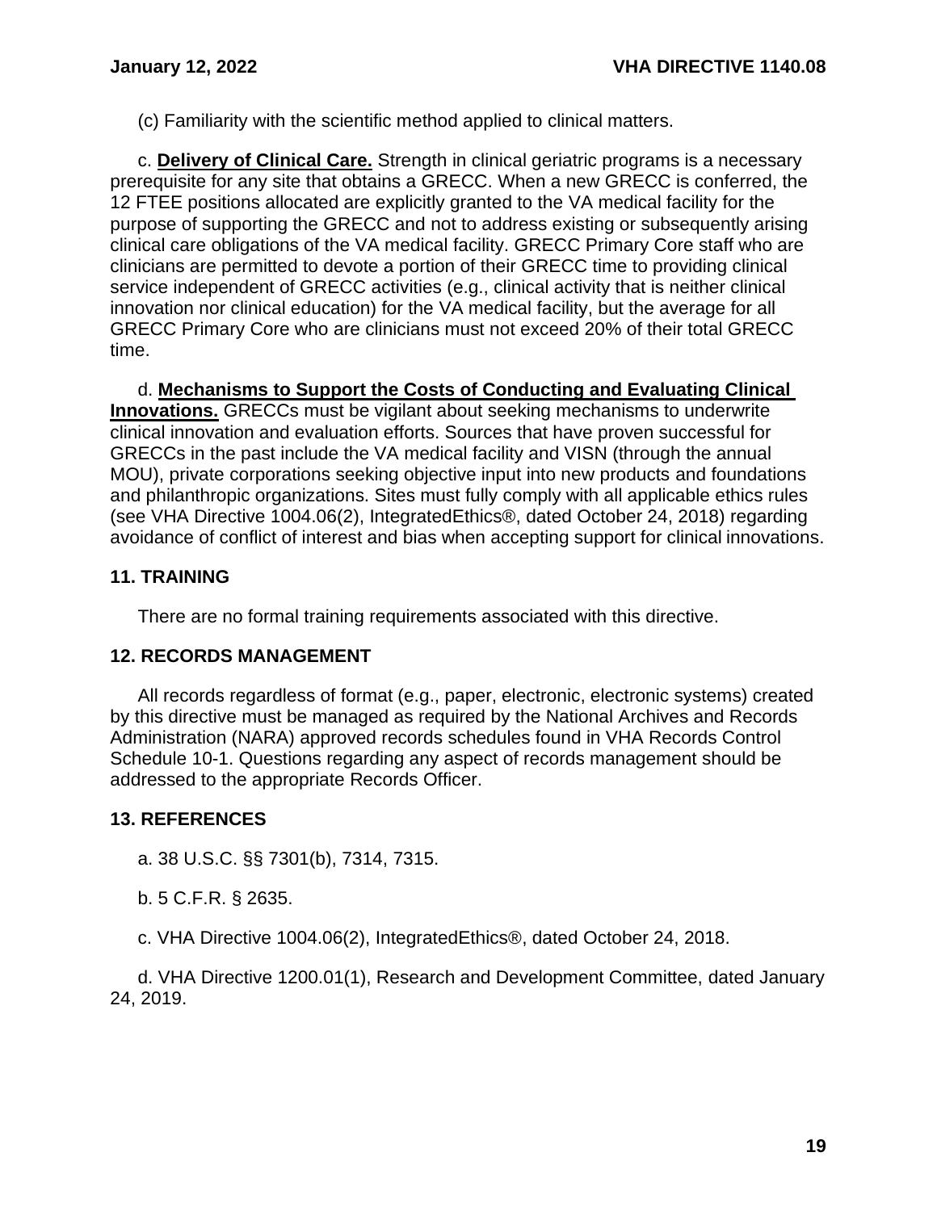(c) Familiarity with the scientific method applied to clinical matters.

c. **Delivery of Clinical Care.** Strength in clinical geriatric programs is a necessary prerequisite for any site that obtains a GRECC. When a new GRECC is conferred, the 12 FTEE positions allocated are explicitly granted to the VA medical facility for the purpose of supporting the GRECC and not to address existing or subsequently arising clinical care obligations of the VA medical facility. GRECC Primary Core staff who are clinicians are permitted to devote a portion of their GRECC time to providing clinical service independent of GRECC activities (e.g., clinical activity that is neither clinical innovation nor clinical education) for the VA medical facility, but the average for all GRECC Primary Core who are clinicians must not exceed 20% of their total GRECC time.

d. **Mechanisms to Support the Costs of Conducting and Evaluating Clinical Innovations.** GRECCs must be vigilant about seeking mechanisms to underwrite clinical innovation and evaluation efforts. Sources that have proven successful for GRECCs in the past include the VA medical facility and VISN (through the annual MOU), private corporations seeking objective input into new products and foundations and philanthropic organizations. Sites must fully comply with all applicable ethics rules (see VHA Directive 1004.06(2), IntegratedEthics®, dated October 24, 2018) regarding avoidance of conflict of interest and bias when accepting support for clinical innovations.

## 11. TRAINING

There are no formal training requirements associated with this directive.

## 12. RECORDS MANAGEMENT

All records regardless of format (e.g., paper, electronic, electronic systems) created by this directive must be managed as required by the National Archives and Records Administration (NARA) approved records schedules found in VHA Records Control Schedule 10-1. Questions regarding any aspect of records management should be addressed to the appropriate Records Officer.

## 13. REFERENCES

a. 38 U.S.C. §§ 7301(b), 7314, 7315.

b. 5 C.F.R. § 2635.

c. VHA Directive 1004.06(2), IntegratedEthics®, dated October 24, 2018.

d. VHA Directive 1200.01(1), Research and Development Committee, dated January 24, 2019.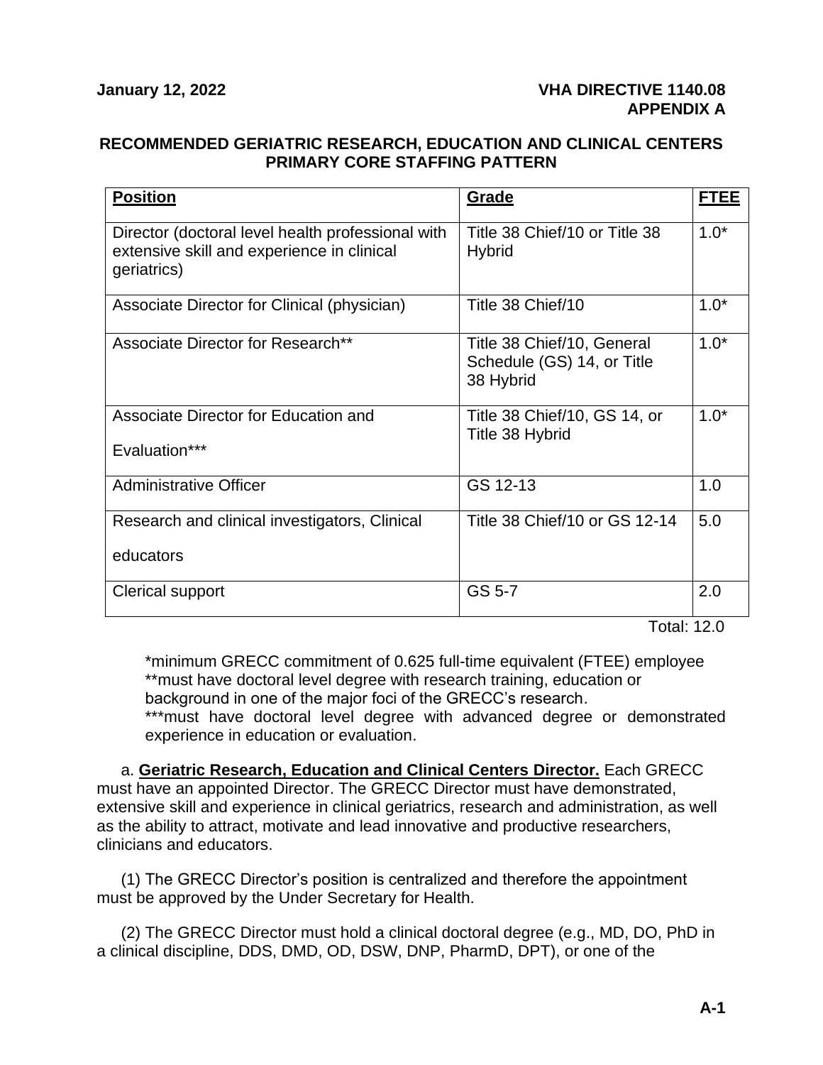# RECOMMENDED GERIATRIC RESEARCH, EDUCATION AND CLINICAL CENTERS PRIMARY CORE STAFFING PATTERN

| Position | Grade | FTEE |
|---|---|---|
| Director (doctoral level health professional with extensive skill and experience in clinical geriatrics) | Title 38 Chief/10 or Title 38 Hybrid | 1.0* |
| Associate Director for Clinical (physician) | Title 38 Chief/10 | 1.0* |
| Associate Director for Research** | Title 38 Chief/10, General Schedule (GS) 14, or Title 38 Hybrid | 1.0* |
| Associate Director for Education and Evaluation*** | Title 38 Chief/10, GS 14, or Title 38 Hybrid | 1.0* |
| Administrative Officer | GS 12-13 | 1.0 |
| Research and clinical investigators, Clinical educators | Title 38 Chief/10 or GS 12-14 | 5.0 |
| Clerical support | GS 5-7 | 2.0 |

Total: 12.0

*minimum GRECC commitment of 0.625 full-time equivalent (FTEE) employee
**must have doctoral level degree with research training, education or background in one of the major foci of the GRECC's research.
***must have doctoral level degree with advanced degree or demonstrated experience in education or evaluation.

a. **Geriatric Research, Education and Clinical Centers Director.** Each GRECC must have an appointed Director. The GRECC Director must have demonstrated, extensive skill and experience in clinical geriatrics, research and administration, as well as the ability to attract, motivate and lead innovative and productive researchers, clinicians and educators.

(1) The GRECC Director's position is centralized and therefore the appointment must be approved by the Under Secretary for Health.

(2) The GRECC Director must hold a clinical doctoral degree (e.g., MD, DO, PhD in a clinical discipline, DDS, DMD, OD, DSW, DNP, PharmD, DPT), or one of the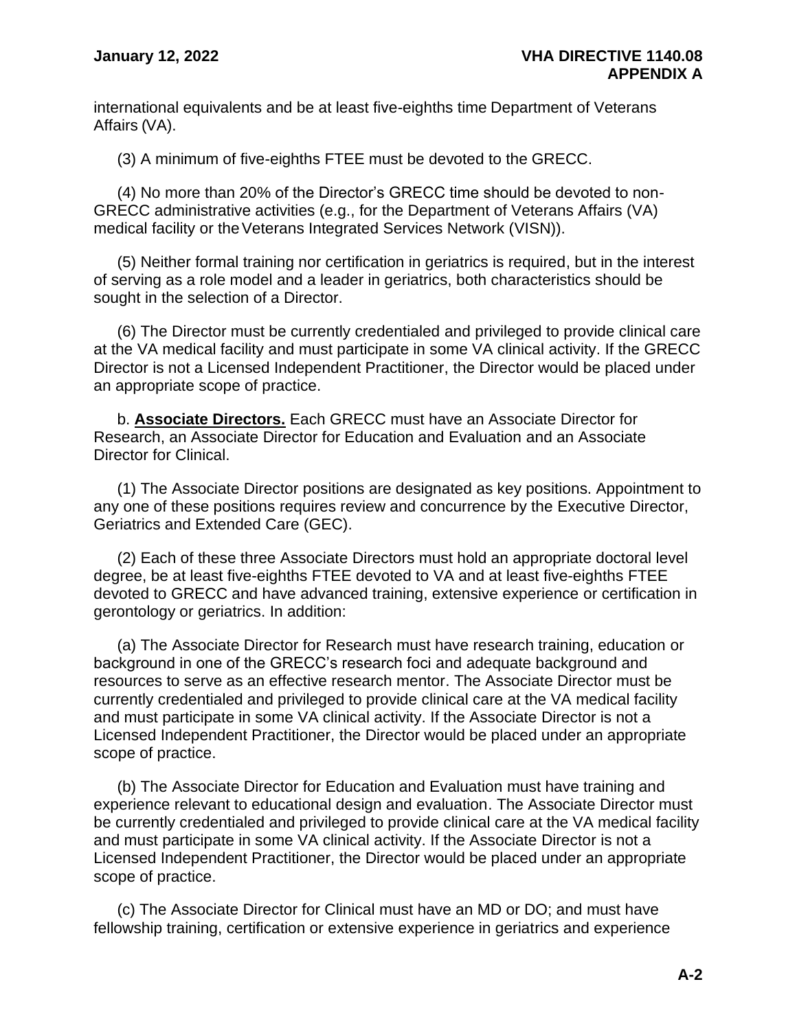international equivalents and be at least five-eighths time Department of Veterans Affairs (VA).

(3) A minimum of five-eighths FTEE must be devoted to the GRECC.

(4) No more than 20% of the Director's GRECC time should be devoted to non-GRECC administrative activities (e.g., for the Department of Veterans Affairs (VA) medical facility or the Veterans Integrated Services Network (VISN)).

(5) Neither formal training nor certification in geriatrics is required, but in the interest of serving as a role model and a leader in geriatrics, both characteristics should be sought in the selection of a Director.

(6) The Director must be currently credentialed and privileged to provide clinical care at the VA medical facility and must participate in some VA clinical activity. If the GRECC Director is not a Licensed Independent Practitioner, the Director would be placed under an appropriate scope of practice.

b. **Associate Directors.** Each GRECC must have an Associate Director for Research, an Associate Director for Education and Evaluation and an Associate Director for Clinical.

(1) The Associate Director positions are designated as key positions. Appointment to any one of these positions requires review and concurrence by the Executive Director, Geriatrics and Extended Care (GEC).

(2) Each of these three Associate Directors must hold an appropriate doctoral level degree, be at least five-eighths FTEE devoted to VA and at least five-eighths FTEE devoted to GRECC and have advanced training, extensive experience or certification in gerontology or geriatrics. In addition:

(a) The Associate Director for Research must have research training, education or background in one of the GRECC's research foci and adequate background and resources to serve as an effective research mentor. The Associate Director must be currently credentialed and privileged to provide clinical care at the VA medical facility and must participate in some VA clinical activity. If the Associate Director is not a Licensed Independent Practitioner, the Director would be placed under an appropriate scope of practice.

(b) The Associate Director for Education and Evaluation must have training and experience relevant to educational design and evaluation. The Associate Director must be currently credentialed and privileged to provide clinical care at the VA medical facility and must participate in some VA clinical activity. If the Associate Director is not a Licensed Independent Practitioner, the Director would be placed under an appropriate scope of practice.

(c) The Associate Director for Clinical must have an MD or DO; and must have fellowship training, certification or extensive experience in geriatrics and experience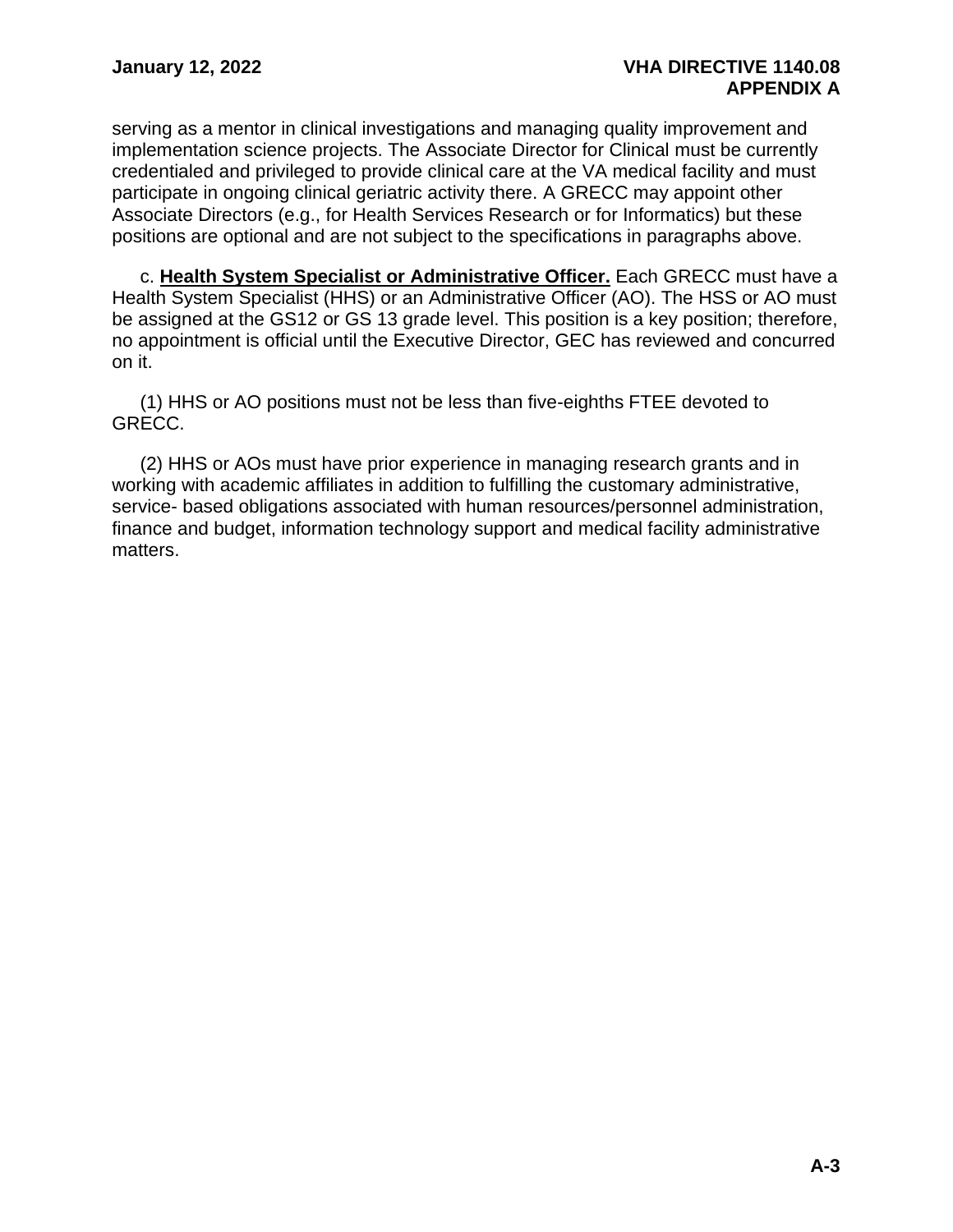serving as a mentor in clinical investigations and managing quality improvement and implementation science projects. The Associate Director for Clinical must be currently credentialed and privileged to provide clinical care at the VA medical facility and must participate in ongoing clinical geriatric activity there. A GRECC may appoint other Associate Directors (e.g., for Health Services Research or for Informatics) but these positions are optional and are not subject to the specifications in paragraphs above.

c. **Health System Specialist or Administrative Officer.** Each GRECC must have a Health System Specialist (HHS) or an Administrative Officer (AO). The HSS or AO must be assigned at the GS12 or GS 13 grade level. This position is a key position; therefore, no appointment is official until the Executive Director, GEC has reviewed and concurred on it.

(1) HHS or AO positions must not be less than five-eighths FTEE devoted to GRECC.

(2) HHS or AOs must have prior experience in managing research grants and in working with academic affiliates in addition to fulfilling the customary administrative, service- based obligations associated with human resources/personnel administration, finance and budget, information technology support and medical facility administrative matters.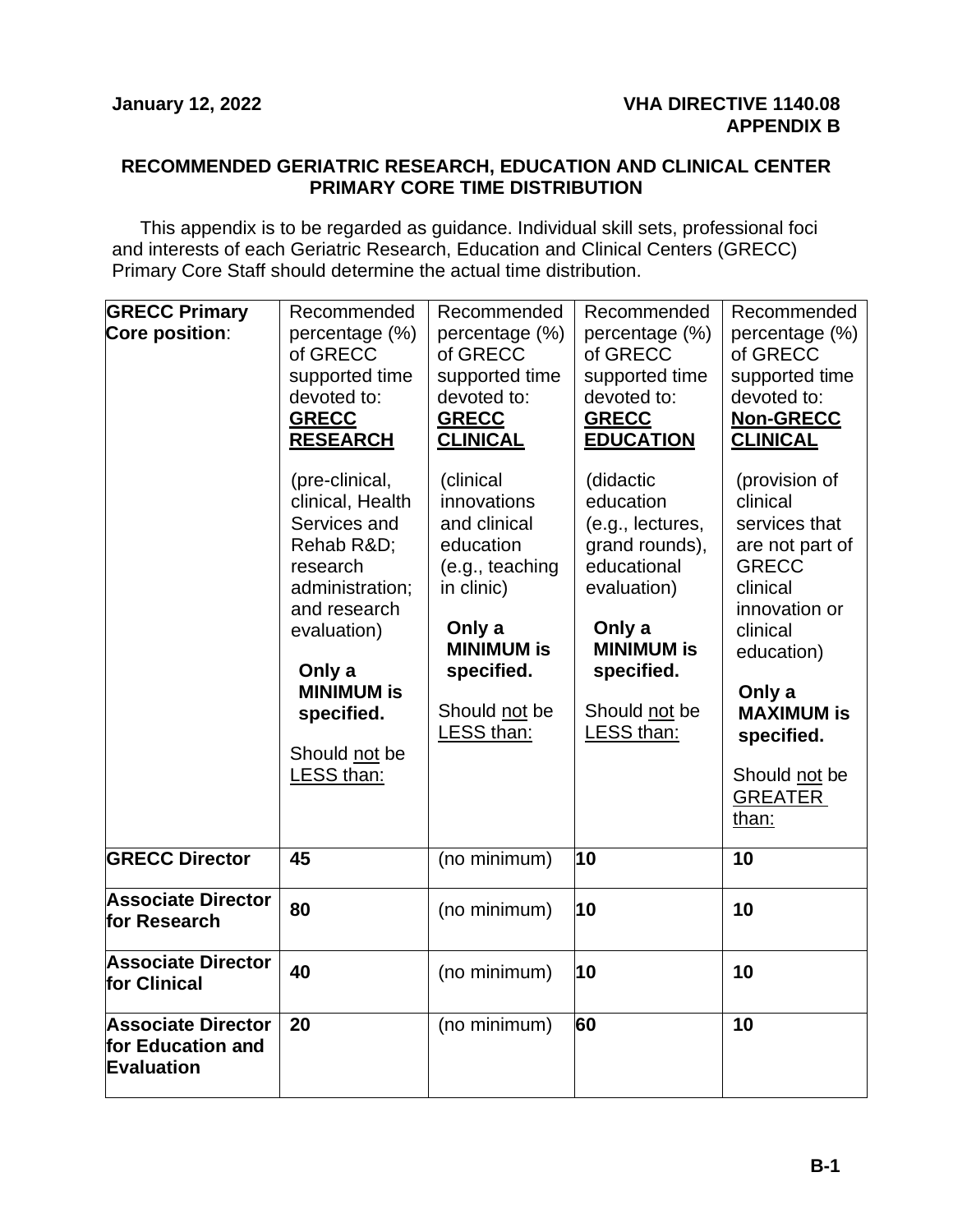## APPENDIX B

### RECOMMENDED GERIATRIC RESEARCH, EDUCATION AND CLINICAL CENTER PRIMARY CORE TIME DISTRIBUTION

This appendix is to be regarded as guidance. Individual skill sets, professional foci and interests of each Geriatric Research, Education and Clinical Centers (GRECC) Primary Core Staff should determine the actual time distribution.

| **GRECC Primary Core position**: | Recommended percentage (%) of GRECC supported time devoted to: **GRECC RESEARCH** (pre-clinical, clinical, Health Services and Rehab R&D; research administration; and research evaluation) **Only a MINIMUM is specified.** Should not be LESS than: | Recommended percentage (%) of GRECC supported time devoted to: **GRECC CLINICAL** (clinical innovations and clinical education (e.g., teaching in clinic) **Only a MINIMUM is specified.** Should not be LESS than: | Recommended percentage (%) of GRECC supported time devoted to: **GRECC EDUCATION** (didactic education (e.g., lectures, grand rounds), educational evaluation) **Only a MINIMUM is specified.** Should not be LESS than: | Recommended percentage (%) of GRECC supported time devoted to: **Non-GRECC CLINICAL** (provision of clinical services that are not part of GRECC clinical innovation or clinical education) **Only a MAXIMUM is specified.** Should not be GREATER than: |
|---|---|---|---|---|
| **GRECC Director** | **45** | (no minimum) | **10** | **10** |
| **Associate Director for Research** | **80** | (no minimum) | **10** | **10** |
| **Associate Director for Clinical** | **40** | (no minimum) | **10** | **10** |
| **Associate Director for Education and Evaluation** | **20** | (no minimum) | **60** | **10** |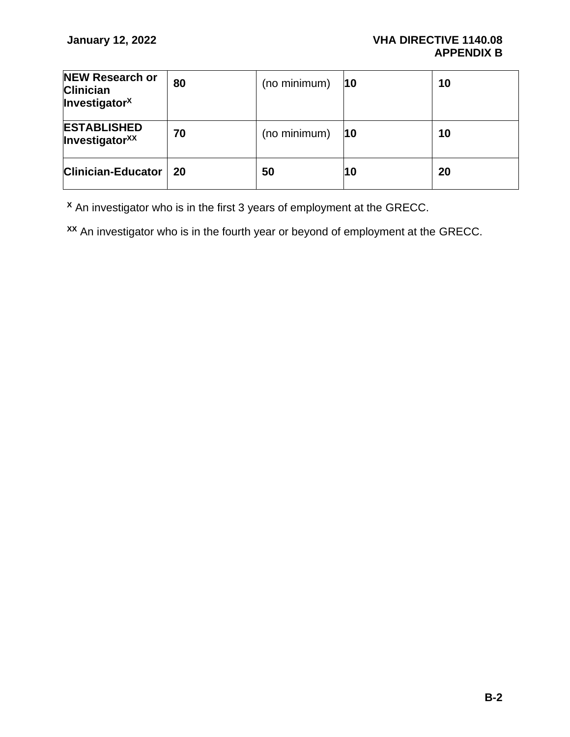| | | | | |
|---|---|---|---|---|
| **NEW Research or Clinician Investigator**[X] | **80** | (no minimum) | **10** | **10** |
| **ESTABLISHED Investigator**[XX] | **70** | (no minimum) | **10** | **10** |
| **Clinician-Educator** | **20** | **50** | **10** | **20** |

**[X]** An investigator who is in the first 3 years of employment at the GRECC.

**[XX]** An investigator who is in the fourth year or beyond of employment at the GRECC.